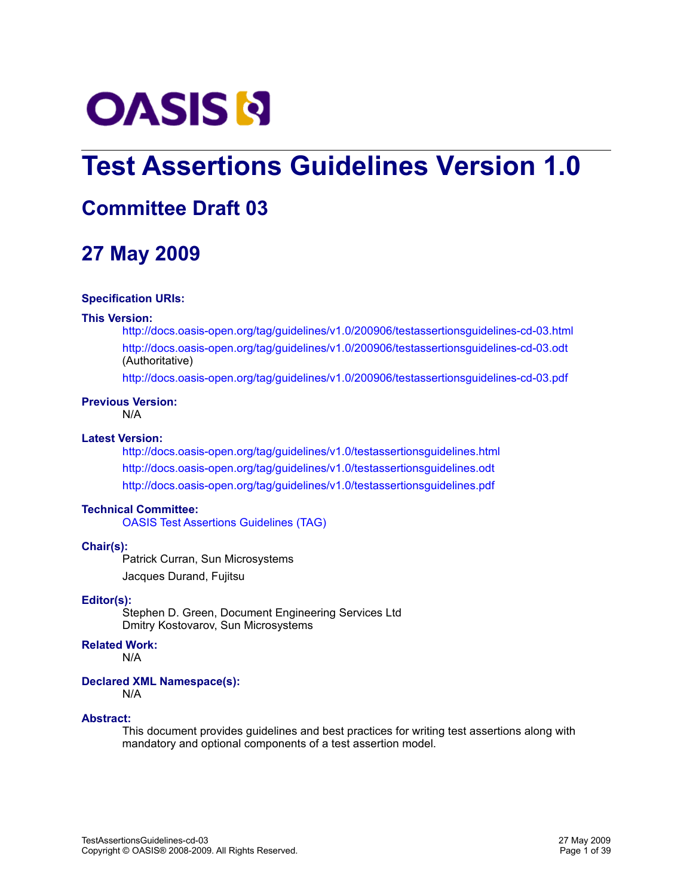# Test Assertions Guidelines Version 1.0

## Committee Draft 03

## 27 May 2009

**Specification URIs:**

**This Version:**

http://docs.oasis-open.org/tag/guidelines/v1.0/200906/testassertionsguidelines-cd-03.html

http://docs.oasis-open.org/tag/guidelines/v1.0/200906/testassertionsguidelines-cd-03.odt (Authoritative)

http://docs.oasis-open.org/tag/guidelines/v1.0/200906/testassertionsguidelines-cd-03.pdf

**Previous Version:**

N/A

**Latest Version:**

http://docs.oasis-open.org/tag/guidelines/v1.0/testassertionsguidelines.html

http://docs.oasis-open.org/tag/guidelines/v1.0/testassertionsguidelines.odt

http://docs.oasis-open.org/tag/guidelines/v1.0/testassertionsguidelines.pdf

**Technical Committee:**

OASIS Test Assertions Guidelines (TAG)

**Chair(s):**

Patrick Curran, Sun Microsystems

Jacques Durand, Fujitsu

**Editor(s):**

Stephen D. Green, Document Engineering Services Ltd
Dmitry Kostovarov, Sun Microsystems

**Related Work:**

N/A

**Declared XML Namespace(s):**

N/A

**Abstract:**

This document provides guidelines and best practices for writing test assertions along with mandatory and optional components of a test assertion model.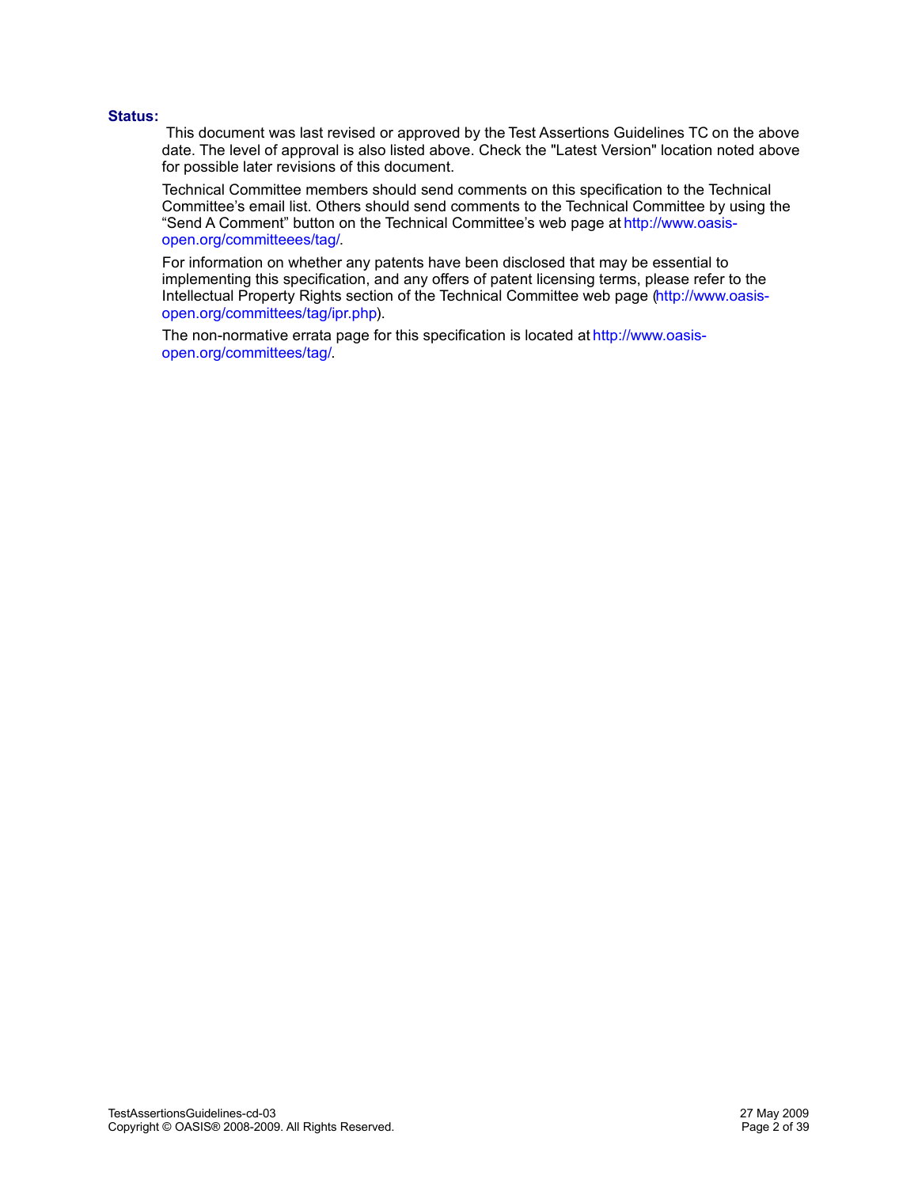**Status:**

This document was last revised or approved by the Test Assertions Guidelines TC on the above date. The level of approval is also listed above. Check the "Latest Version" location noted above for possible later revisions of this document.

Technical Committee members should send comments on this specification to the Technical Committee's email list. Others should send comments to the Technical Committee by using the "Send A Comment" button on the Technical Committee's web page at http://www.oasis-open.org/committeees/tag/.

For information on whether any patents have been disclosed that may be essential to implementing this specification, and any offers of patent licensing terms, please refer to the Intellectual Property Rights section of the Technical Committee web page (http://www.oasis-open.org/committees/tag/ipr.php).

The non-normative errata page for this specification is located at http://www.oasis-open.org/committees/tag/.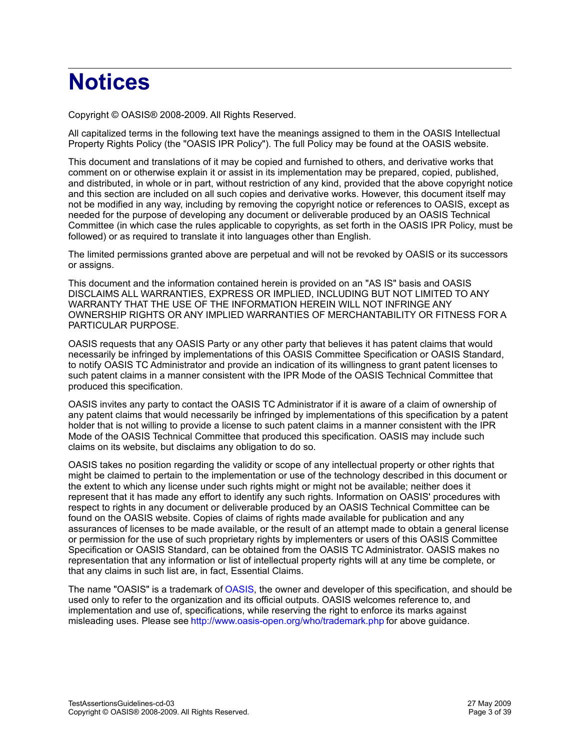# Notices

Copyright © OASIS® 2008-2009. All Rights Reserved.

All capitalized terms in the following text have the meanings assigned to them in the OASIS Intellectual Property Rights Policy (the "OASIS IPR Policy"). The full Policy may be found at the OASIS website.

This document and translations of it may be copied and furnished to others, and derivative works that comment on or otherwise explain it or assist in its implementation may be prepared, copied, published, and distributed, in whole or in part, without restriction of any kind, provided that the above copyright notice and this section are included on all such copies and derivative works. However, this document itself may not be modified in any way, including by removing the copyright notice or references to OASIS, except as needed for the purpose of developing any document or deliverable produced by an OASIS Technical Committee (in which case the rules applicable to copyrights, as set forth in the OASIS IPR Policy, must be followed) or as required to translate it into languages other than English.

The limited permissions granted above are perpetual and will not be revoked by OASIS or its successors or assigns.

This document and the information contained herein is provided on an "AS IS" basis and OASIS DISCLAIMS ALL WARRANTIES, EXPRESS OR IMPLIED, INCLUDING BUT NOT LIMITED TO ANY WARRANTY THAT THE USE OF THE INFORMATION HEREIN WILL NOT INFRINGE ANY OWNERSHIP RIGHTS OR ANY IMPLIED WARRANTIES OF MERCHANTABILITY OR FITNESS FOR A PARTICULAR PURPOSE.

OASIS requests that any OASIS Party or any other party that believes it has patent claims that would necessarily be infringed by implementations of this OASIS Committee Specification or OASIS Standard, to notify OASIS TC Administrator and provide an indication of its willingness to grant patent licenses to such patent claims in a manner consistent with the IPR Mode of the OASIS Technical Committee that produced this specification.

OASIS invites any party to contact the OASIS TC Administrator if it is aware of a claim of ownership of any patent claims that would necessarily be infringed by implementations of this specification by a patent holder that is not willing to provide a license to such patent claims in a manner consistent with the IPR Mode of the OASIS Technical Committee that produced this specification. OASIS may include such claims on its website, but disclaims any obligation to do so.

OASIS takes no position regarding the validity or scope of any intellectual property or other rights that might be claimed to pertain to the implementation or use of the technology described in this document or the extent to which any license under such rights might or might not be available; neither does it represent that it has made any effort to identify any such rights. Information on OASIS' procedures with respect to rights in any document or deliverable produced by an OASIS Technical Committee can be found on the OASIS website. Copies of claims of rights made available for publication and any assurances of licenses to be made available, or the result of an attempt made to obtain a general license or permission for the use of such proprietary rights by implementers or users of this OASIS Committee Specification or OASIS Standard, can be obtained from the OASIS TC Administrator. OASIS makes no representation that any information or list of intellectual property rights will at any time be complete, or that any claims in such list are, in fact, Essential Claims.

The name "OASIS" is a trademark of OASIS, the owner and developer of this specification, and should be used only to refer to the organization and its official outputs. OASIS welcomes reference to, and implementation and use of, specifications, while reserving the right to enforce its marks against misleading uses. Please see http://www.oasis-open.org/who/trademark.php for above guidance.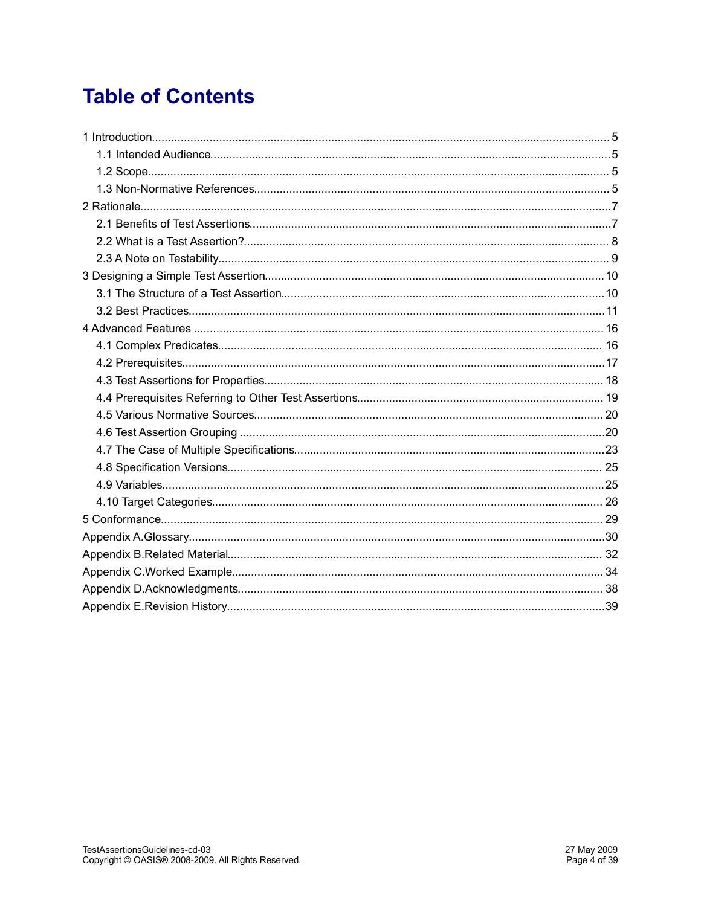# Table of Contents

1 Introduction ... 5
- 1.1 Intended Audience ... 5
- 1.2 Scope ... 5
- 1.3 Non-Normative References ... 5

2 Rationale ... 7
- 2.1 Benefits of Test Assertions ... 7
- 2.2 What is a Test Assertion? ... 8
- 2.3 A Note on Testability ... 9

3 Designing a Simple Test Assertion ... 10
- 3.1 The Structure of a Test Assertion ... 10
- 3.2 Best Practices ... 11

4 Advanced Features ... 16
- 4.1 Complex Predicates ... 16
- 4.2 Prerequisites ... 17
- 4.3 Test Assertions for Properties ... 18
- 4.4 Prerequisites Referring to Other Test Assertions ... 19
- 4.5 Various Normative Sources ... 20
- 4.6 Test Assertion Grouping ... 20
- 4.7 The Case of Multiple Specifications ... 23
- 4.8 Specification Versions ... 25
- 4.9 Variables ... 25
- 4.10 Target Categories ... 26

5 Conformance ... 29

Appendix A.Glossary ... 30

Appendix B.Related Material ... 32

Appendix C.Worked Example ... 34

Appendix D.Acknowledgments ... 38

Appendix E.Revision History ... 39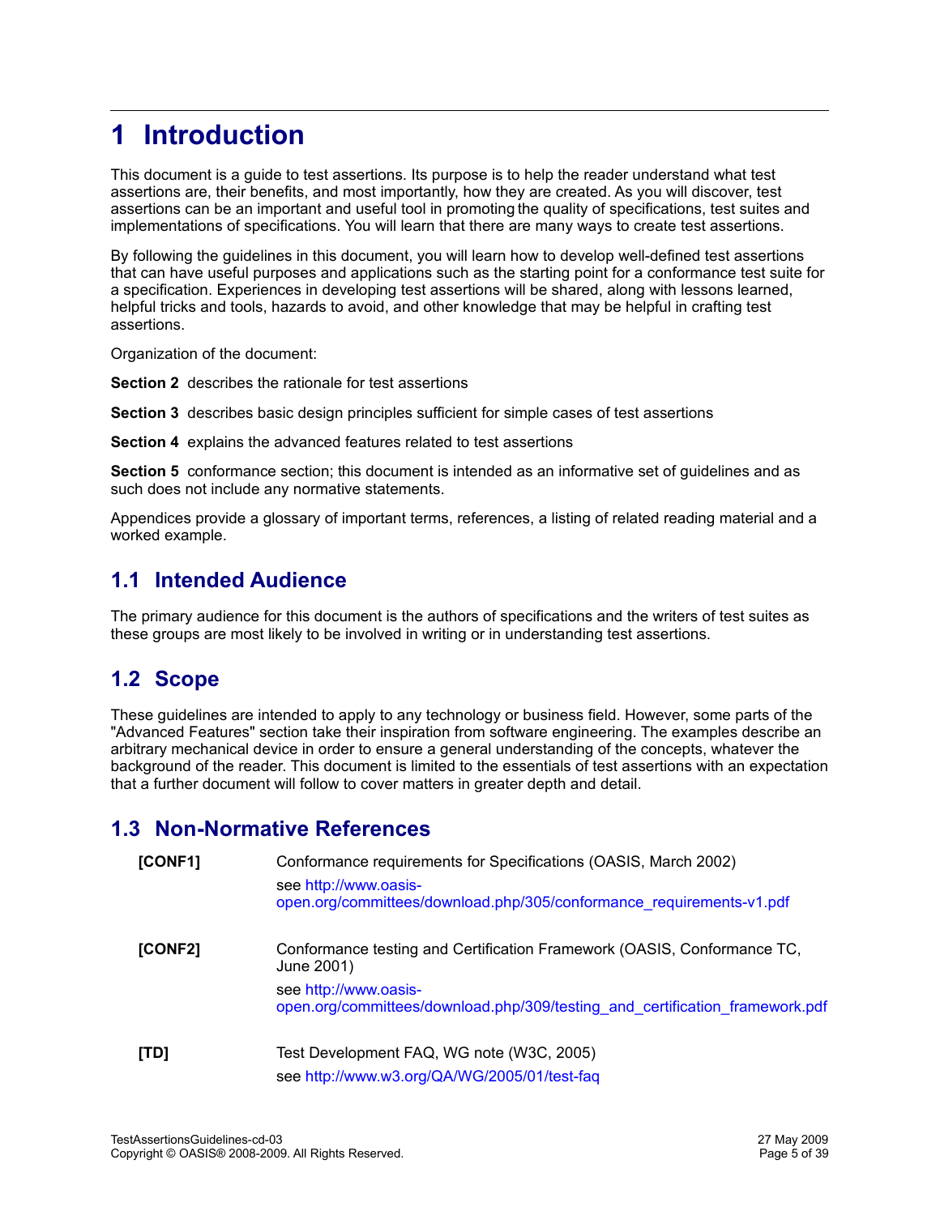# 1 Introduction

This document is a guide to test assertions. Its purpose is to help the reader understand what test assertions are, their benefits, and most importantly, how they are created. As you will discover, test assertions can be an important and useful tool in promoting the quality of specifications, test suites and implementations of specifications. You will learn that there are many ways to create test assertions.

By following the guidelines in this document, you will learn how to develop well-defined test assertions that can have useful purposes and applications such as the starting point for a conformance test suite for a specification. Experiences in developing test assertions will be shared, along with lessons learned, helpful tricks and tools, hazards to avoid, and other knowledge that may be helpful in crafting test assertions.

Organization of the document:

**Section 2** describes the rationale for test assertions

**Section 3** describes basic design principles sufficient for simple cases of test assertions

**Section 4** explains the advanced features related to test assertions

**Section 5** conformance section; this document is intended as an informative set of guidelines and as such does not include any normative statements.

Appendices provide a glossary of important terms, references, a listing of related reading material and a worked example.

## 1.1 Intended Audience

The primary audience for this document is the authors of specifications and the writers of test suites as these groups are most likely to be involved in writing or in understanding test assertions.

## 1.2 Scope

These guidelines are intended to apply to any technology or business field. However, some parts of the "Advanced Features" section take their inspiration from software engineering. The examples describe an arbitrary mechanical device in order to ensure a general understanding of the concepts, whatever the background of the reader. This document is limited to the essentials of test assertions with an expectation that a further document will follow to cover matters in greater depth and detail.

## 1.3 Non-Normative References

**[CONF1]** Conformance requirements for Specifications (OASIS, March 2002)
see http://www.oasis-open.org/committees/download.php/305/conformance_requirements-v1.pdf

**[CONF2]** Conformance testing and Certification Framework (OASIS, Conformance TC, June 2001)
see http://www.oasis-open.org/committees/download.php/309/testing_and_certification_framework.pdf

**[TD]** Test Development FAQ, WG note (W3C, 2005)
see http://www.w3.org/QA/WG/2005/01/test-faq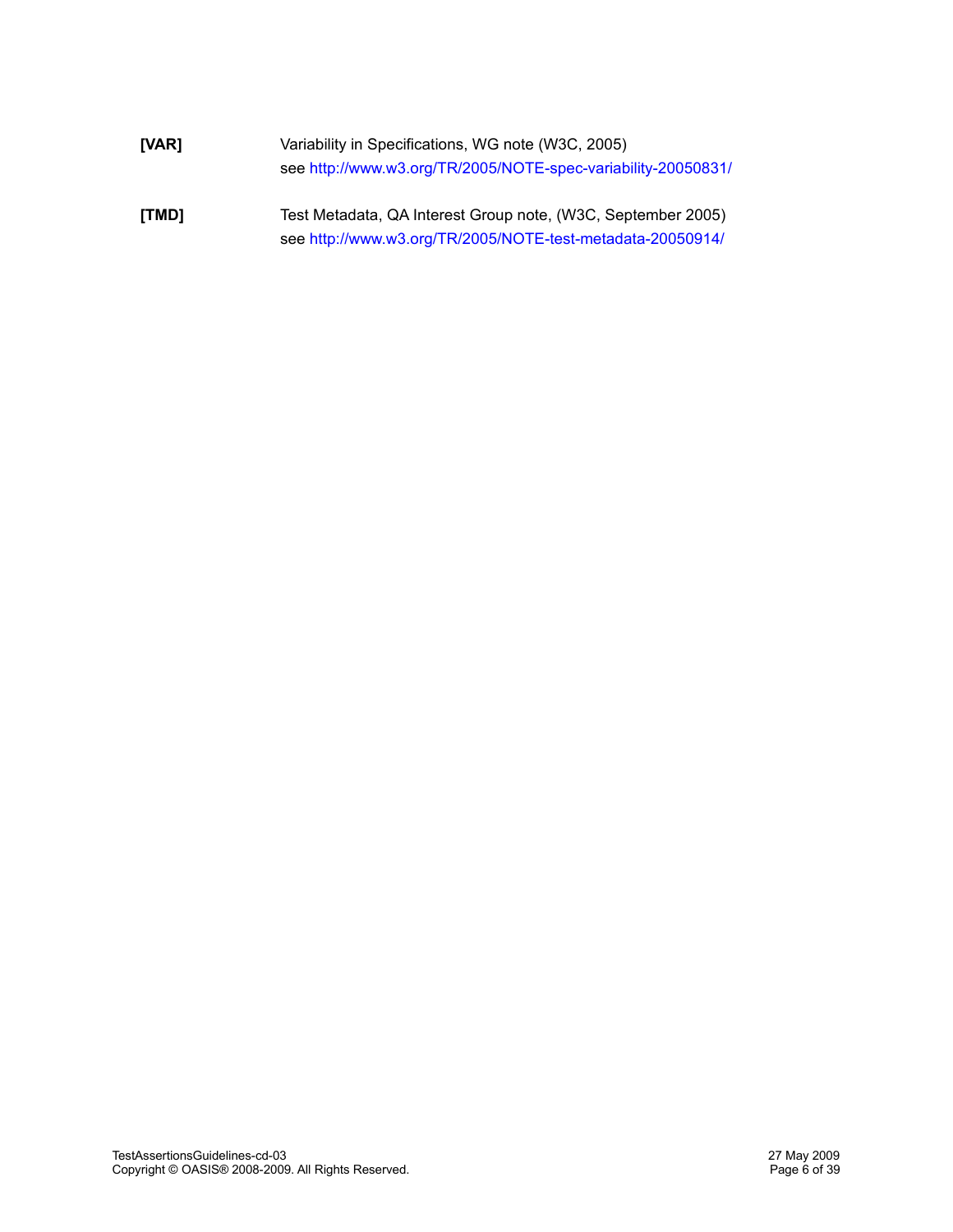**[VAR]** Variability in Specifications, WG note (W3C, 2005)
see http://www.w3.org/TR/2005/NOTE-spec-variability-20050831/

**[TMD]** Test Metadata, QA Interest Group note, (W3C, September 2005)
see http://www.w3.org/TR/2005/NOTE-test-metadata-20050914/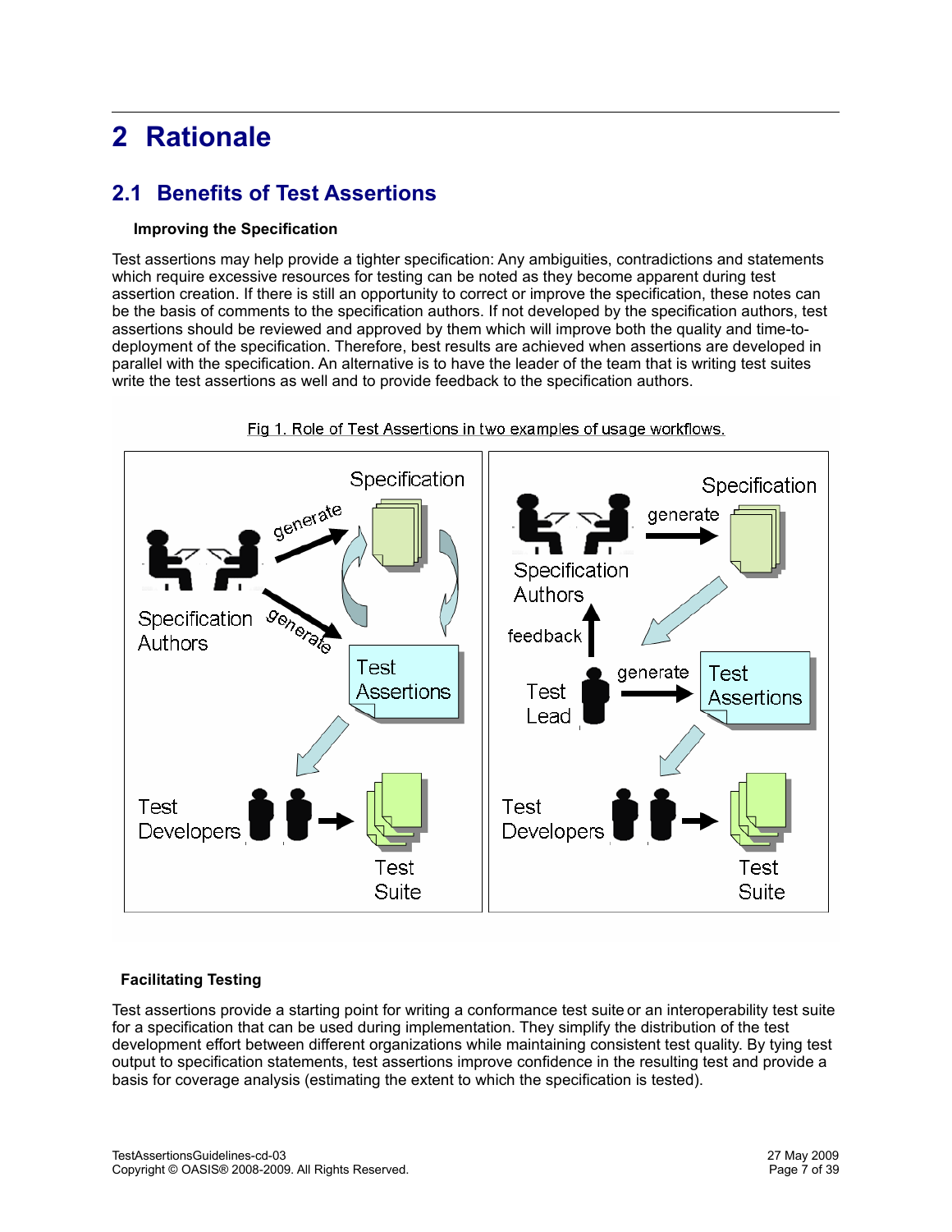# 2 Rationale

## 2.1 Benefits of Test Assertions

### Improving the Specification

Test assertions may help provide a tighter specification: Any ambiguities, contradictions and statements which require excessive resources for testing can be noted as they become apparent during test assertion creation. If there is still an opportunity to correct or improve the specification, these notes can be the basis of comments to the specification authors. If not developed by the specification authors, test assertions should be reviewed and approved by them which will improve both the quality and time-to-deployment of the specification. Therefore, best results are achieved when assertions are developed in parallel with the specification. An alternative is to have the leader of the team that is writing test suites write the test assertions as well and to provide feedback to the specification authors.

Fig 1. Role of Test Assertions in two examples of usage workflows.

### Facilitating Testing

Test assertions provide a starting point for writing a conformance test suite or an interoperability test suite for a specification that can be used during implementation. They simplify the distribution of the test development effort between different organizations while maintaining consistent test quality. By tying test output to specification statements, test assertions improve confidence in the resulting test and provide a basis for coverage analysis (estimating the extent to which the specification is tested).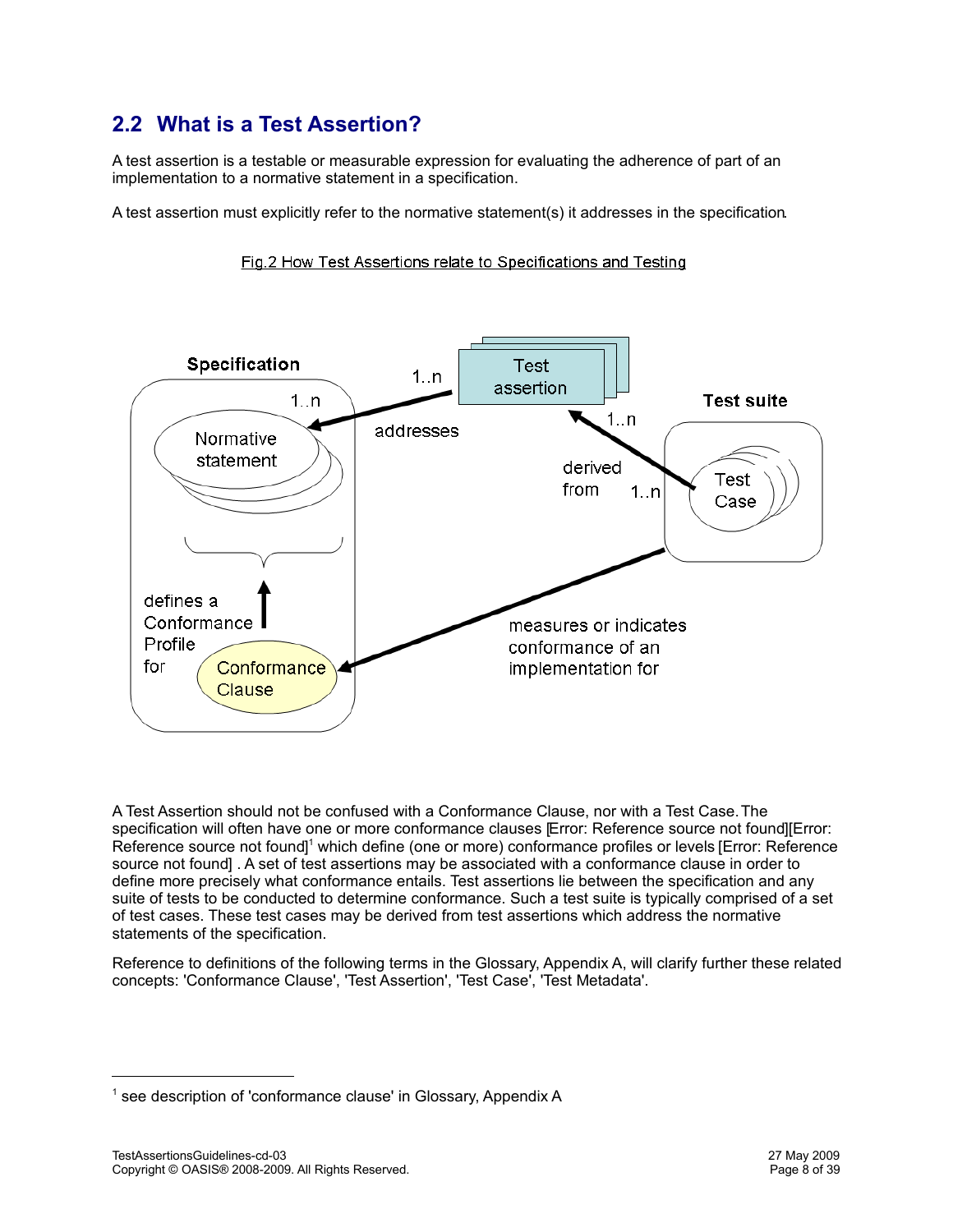## 2.2 What is a Test Assertion?

A test assertion is a testable or measurable expression for evaluating the adherence of part of an implementation to a normative statement in a specification.

A test assertion must explicitly refer to the normative statement(s) it addresses in the specification.

Fig.2 How Test Assertions relate to Specifications and Testing

A Test Assertion should not be confused with a Conformance Clause, nor with a Test Case. The specification will often have one or more conformance clauses [Error: Reference source not found][Error: Reference source not found][1] which define (one or more) conformance profiles or levels [Error: Reference source not found] . A set of test assertions may be associated with a conformance clause in order to define more precisely what conformance entails. Test assertions lie between the specification and any suite of tests to be conducted to determine conformance. Such a test suite is typically comprised of a set of test cases. These test cases may be derived from test assertions which address the normative statements of the specification.

Reference to definitions of the following terms in the Glossary, Appendix A, will clarify further these related concepts: 'Conformance Clause', 'Test Assertion', 'Test Case', 'Test Metadata'.

---

[1] see description of 'conformance clause' in Glossary, Appendix A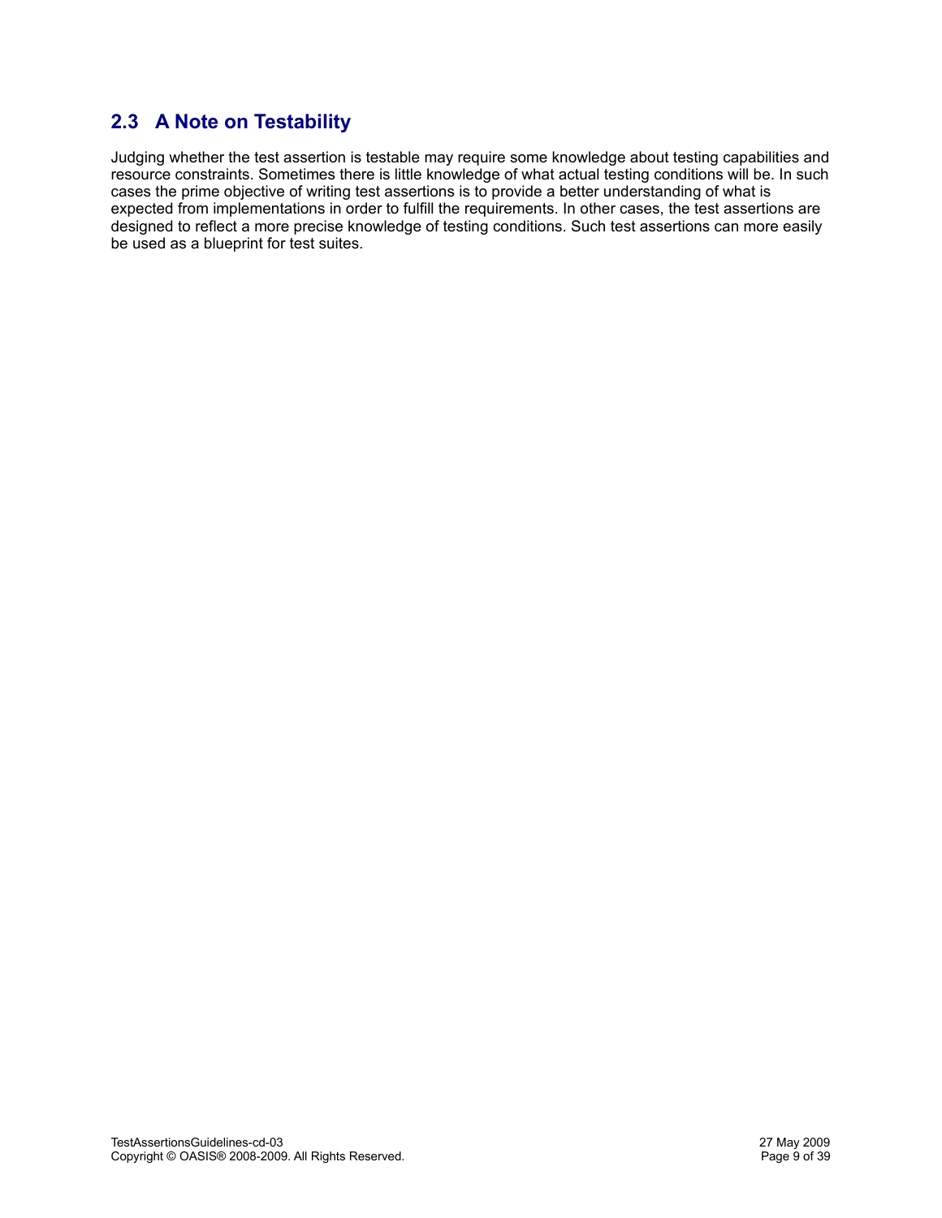## 2.3 A Note on Testability

Judging whether the test assertion is testable may require some knowledge about testing capabilities and resource constraints. Sometimes there is little knowledge of what actual testing conditions will be. In such cases the prime objective of writing test assertions is to provide a better understanding of what is expected from implementations in order to fulfill the requirements. In other cases, the test assertions are designed to reflect a more precise knowledge of testing conditions. Such test assertions can more easily be used as a blueprint for test suites.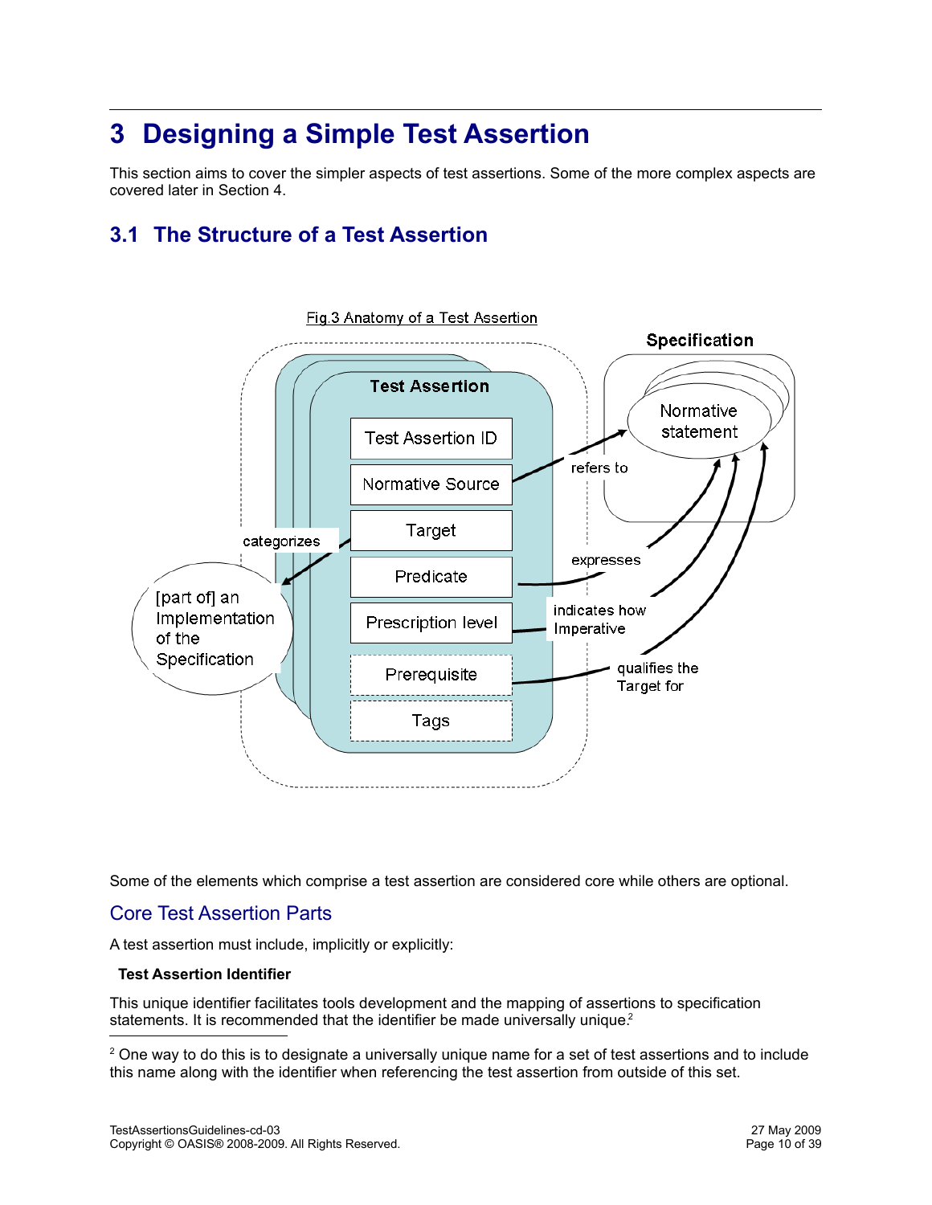# 3 Designing a Simple Test Assertion

This section aims to cover the simpler aspects of test assertions. Some of the more complex aspects are covered later in Section 4.

## 3.1 The Structure of a Test Assertion

Fig.3 Anatomy of a Test Assertion

Some of the elements which comprise a test assertion are considered core while others are optional.

### Core Test Assertion Parts

A test assertion must include, implicitly or explicitly:

**Test Assertion Identifier**

This unique identifier facilitates tools development and the mapping of assertions to specification statements. It is recommended that the identifier be made universally unique.[2]

[2] One way to do this is to designate a universally unique name for a set of test assertions and to include this name along with the identifier when referencing the test assertion from outside of this set.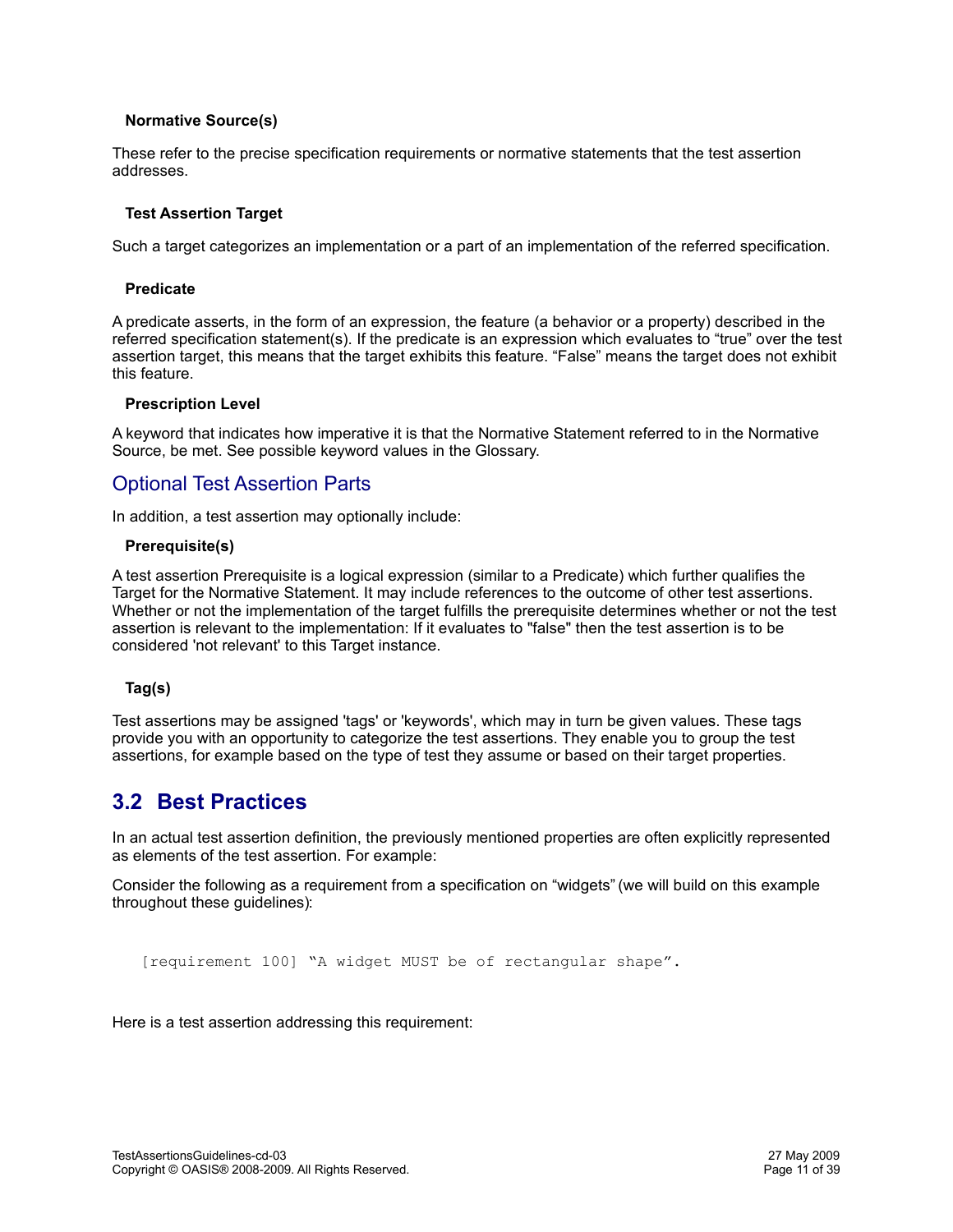#### Normative Source(s)

These refer to the precise specification requirements or normative statements that the test assertion addresses.

#### Test Assertion Target

Such a target categorizes an implementation or a part of an implementation of the referred specification.

#### Predicate

A predicate asserts, in the form of an expression, the feature (a behavior or a property) described in the referred specification statement(s). If the predicate is an expression which evaluates to “true” over the test assertion target, this means that the target exhibits this feature. “False” means the target does not exhibit this feature.

#### Prescription Level

A keyword that indicates how imperative it is that the Normative Statement referred to in the Normative Source, be met. See possible keyword values in the Glossary.

### Optional Test Assertion Parts

In addition, a test assertion may optionally include:

#### Prerequisite(s)

A test assertion Prerequisite is a logical expression (similar to a Predicate) which further qualifies the Target for the Normative Statement. It may include references to the outcome of other test assertions. Whether or not the implementation of the target fulfills the prerequisite determines whether or not the test assertion is relevant to the implementation: If it evaluates to "false" then the test assertion is to be considered 'not relevant' to this Target instance.

#### Tag(s)

Test assertions may be assigned 'tags' or 'keywords', which may in turn be given values. These tags provide you with an opportunity to categorize the test assertions. They enable you to group the test assertions, for example based on the type of test they assume or based on their target properties.

## 3.2 Best Practices

In an actual test assertion definition, the previously mentioned properties are often explicitly represented as elements of the test assertion. For example:

Consider the following as a requirement from a specification on “widgets” (we will build on this example throughout these guidelines):

```
[requirement 100] “A widget MUST be of rectangular shape”.
```

Here is a test assertion addressing this requirement: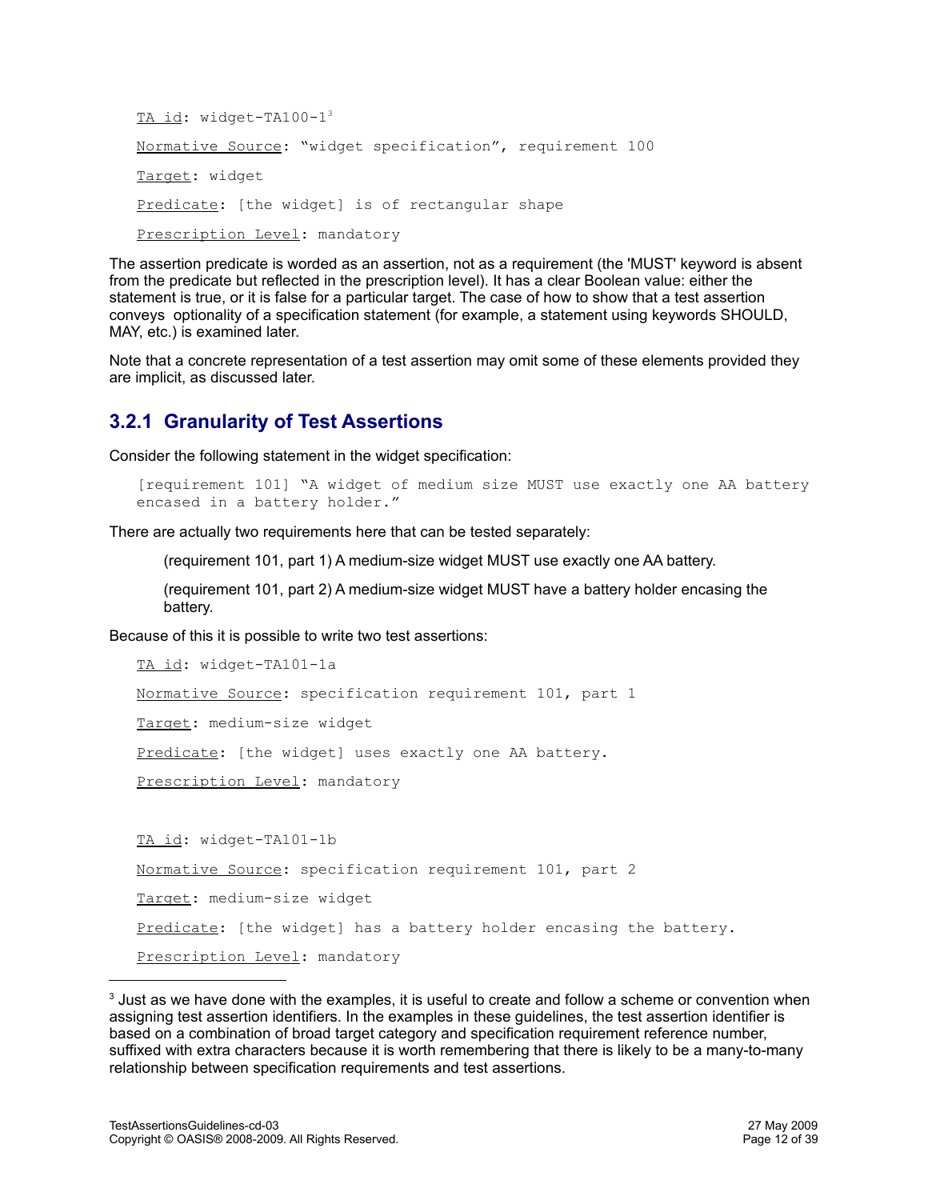TA id: widget-TA100-1[3]

Normative Source: "widget specification", requirement 100

Target: widget

Predicate: [the widget] is of rectangular shape

Prescription Level: mandatory

The assertion predicate is worded as an assertion, not as a requirement (the 'MUST' keyword is absent from the predicate but reflected in the prescription level). It has a clear Boolean value: either the statement is true, or it is false for a particular target. The case of how to show that a test assertion conveys optionality of a specification statement (for example, a statement using keywords SHOULD, MAY, etc.) is examined later.

Note that a concrete representation of a test assertion may omit some of these elements provided they are implicit, as discussed later.

### 3.2.1 Granularity of Test Assertions

Consider the following statement in the widget specification:

> [requirement 101] "A widget of medium size MUST use exactly one AA battery encased in a battery holder."

There are actually two requirements here that can be tested separately:

> (requirement 101, part 1) A medium-size widget MUST use exactly one AA battery.
>
> (requirement 101, part 2) A medium-size widget MUST have a battery holder encasing the battery.

Because of this it is possible to write two test assertions:

TA id: widget-TA101-1a

Normative Source: specification requirement 101, part 1

Target: medium-size widget

Predicate: [the widget] uses exactly one AA battery.

Prescription Level: mandatory

TA id: widget-TA101-1b

Normative Source: specification requirement 101, part 2

Target: medium-size widget

Predicate: [the widget] has a battery holder encasing the battery.

Prescription Level: mandatory

---

[3] Just as we have done with the examples, it is useful to create and follow a scheme or convention when assigning test assertion identifiers. In the examples in these guidelines, the test assertion identifier is based on a combination of broad target category and specification requirement reference number, suffixed with extra characters because it is worth remembering that there is likely to be a many-to-many relationship between specification requirements and test assertions.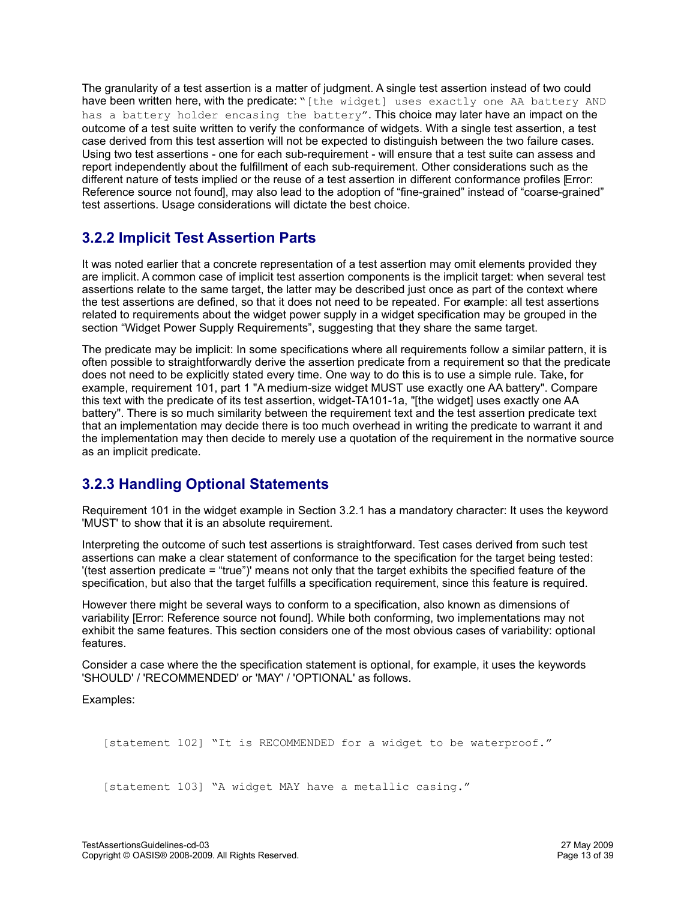The granularity of a test assertion is a matter of judgment. A single test assertion instead of two could have been written here, with the predicate: "`[the widget] uses exactly one AA battery AND has a battery holder encasing the battery`". This choice may later have an impact on the outcome of a test suite written to verify the conformance of widgets. With a single test assertion, a test case derived from this test assertion will not be expected to distinguish between the two failure cases. Using two test assertions - one for each sub-requirement - will ensure that a test suite can assess and report independently about the fulfillment of each sub-requirement. Other considerations such as the different nature of tests implied or the reuse of a test assertion in different conformance profiles [Error: Reference source not found], may also lead to the adoption of "fine-grained" instead of "coarse-grained" test assertions. Usage considerations will dictate the best choice.

### 3.2.2 Implicit Test Assertion Parts

It was noted earlier that a concrete representation of a test assertion may omit elements provided they are implicit. A common case of implicit test assertion components is the implicit target: when several test assertions relate to the same target, the latter may be described just once as part of the context where the test assertions are defined, so that it does not need to be repeated. For example: all test assertions related to requirements about the widget power supply in a widget specification may be grouped in the section "Widget Power Supply Requirements", suggesting that they share the same target.

The predicate may be implicit: In some specifications where all requirements follow a similar pattern, it is often possible to straightforwardly derive the assertion predicate from a requirement so that the predicate does not need to be explicitly stated every time. One way to do this is to use a simple rule. Take, for example, requirement 101, part 1 "A medium-size widget MUST use exactly one AA battery". Compare this text with the predicate of its test assertion, widget-TA101-1a, "[the widget] uses exactly one AA battery". There is so much similarity between the requirement text and the test assertion predicate text that an implementation may decide there is too much overhead in writing the predicate to warrant it and the implementation may then decide to merely use a quotation of the requirement in the normative source as an implicit predicate.

### 3.2.3 Handling Optional Statements

Requirement 101 in the widget example in Section 3.2.1 has a mandatory character: It uses the keyword 'MUST' to show that it is an absolute requirement.

Interpreting the outcome of such test assertions is straightforward. Test cases derived from such test assertions can make a clear statement of conformance to the specification for the target being tested: '(test assertion predicate = "true")' means not only that the target exhibits the specified feature of the specification, but also that the target fulfills a specification requirement, since this feature is required.

However there might be several ways to conform to a specification, also known as dimensions of variability [Error: Reference source not found]. While both conforming, two implementations may not exhibit the same features. This section considers one of the most obvious cases of variability: optional features.

Consider a case where the the specification statement is optional, for example, it uses the keywords 'SHOULD' / 'RECOMMENDED' or 'MAY' / 'OPTIONAL' as follows.

Examples:

```
[statement 102] "It is RECOMMENDED for a widget to be waterproof."
```

```
[statement 103] "A widget MAY have a metallic casing."
```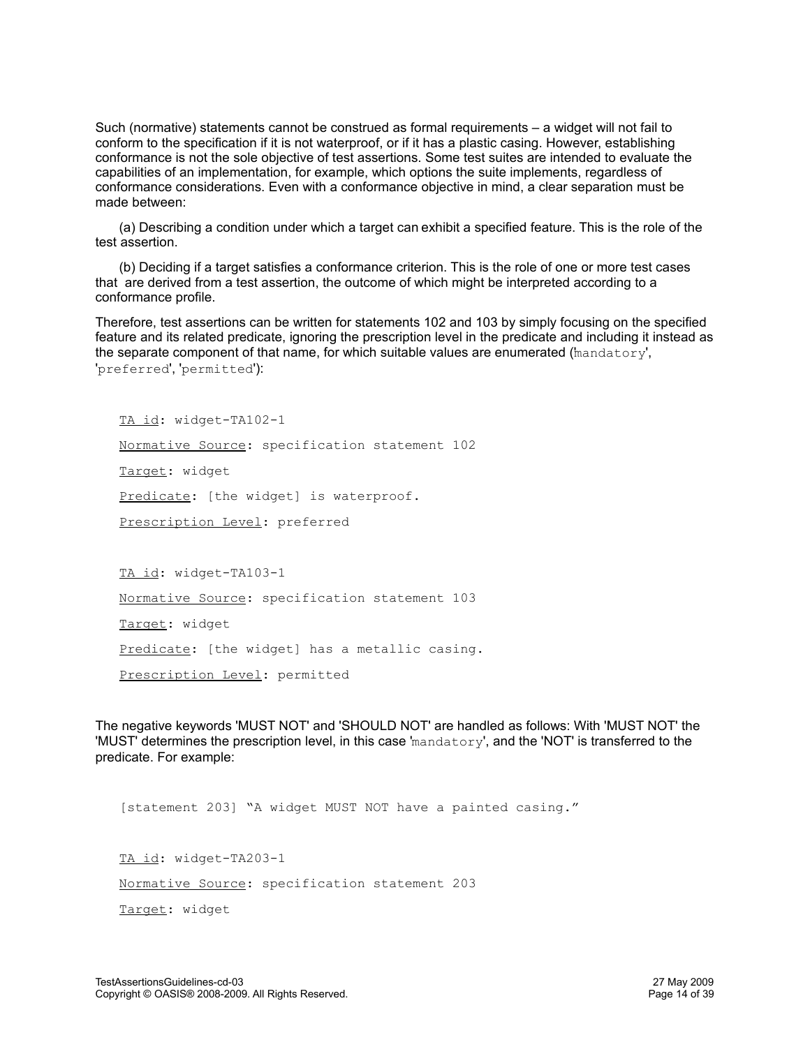Such (normative) statements cannot be construed as formal requirements – a widget will not fail to conform to the specification if it is not waterproof, or if it has a plastic casing. However, establishing conformance is not the sole objective of test assertions. Some test suites are intended to evaluate the capabilities of an implementation, for example, which options the suite implements, regardless of conformance considerations. Even with a conformance objective in mind, a clear separation must be made between:

(a) Describing a condition under which a target can exhibit a specified feature. This is the role of the test assertion.

(b) Deciding if a target satisfies a conformance criterion. This is the role of one or more test cases that are derived from a test assertion, the outcome of which might be interpreted according to a conformance profile.

Therefore, test assertions can be written for statements 102 and 103 by simply focusing on the specified feature and its related predicate, ignoring the prescription level in the predicate and including it instead as the separate component of that name, for which suitable values are enumerated ('`mandatory`', '`preferred`', '`permitted`'):

```
TA id: widget-TA102-1
Normative Source: specification statement 102
Target: widget
Predicate: [the widget] is waterproof.
Prescription Level: preferred

TA id: widget-TA103-1
Normative Source: specification statement 103
Target: widget
Predicate: [the widget] has a metallic casing.
Prescription Level: permitted
```

The negative keywords 'MUST NOT' and 'SHOULD NOT' are handled as follows: With 'MUST NOT' the 'MUST' determines the prescription level, in this case '`mandatory`', and the 'NOT' is transferred to the predicate. For example:

```
[statement 203] "A widget MUST NOT have a painted casing."

TA id: widget-TA203-1
Normative Source: specification statement 203
Target: widget
```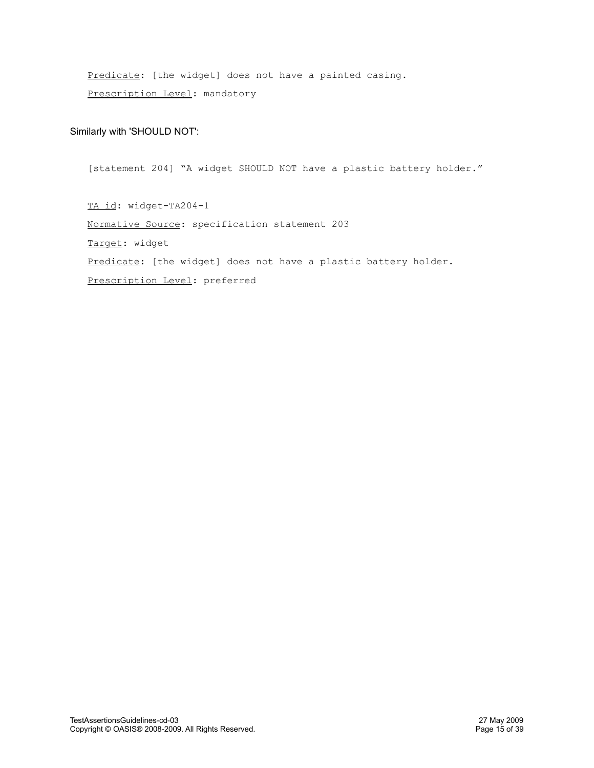<u>Predicate</u>: [the widget] does not have a painted casing.

<u>Prescription Level</u>: mandatory

Similarly with 'SHOULD NOT':

[statement 204] "A widget SHOULD NOT have a plastic battery holder."

<u>TA id</u>: widget-TA204-1

<u>Normative Source</u>: specification statement 203

<u>Target</u>: widget

<u>Predicate</u>: [the widget] does not have a plastic battery holder.

<u>Prescription Level</u>: preferred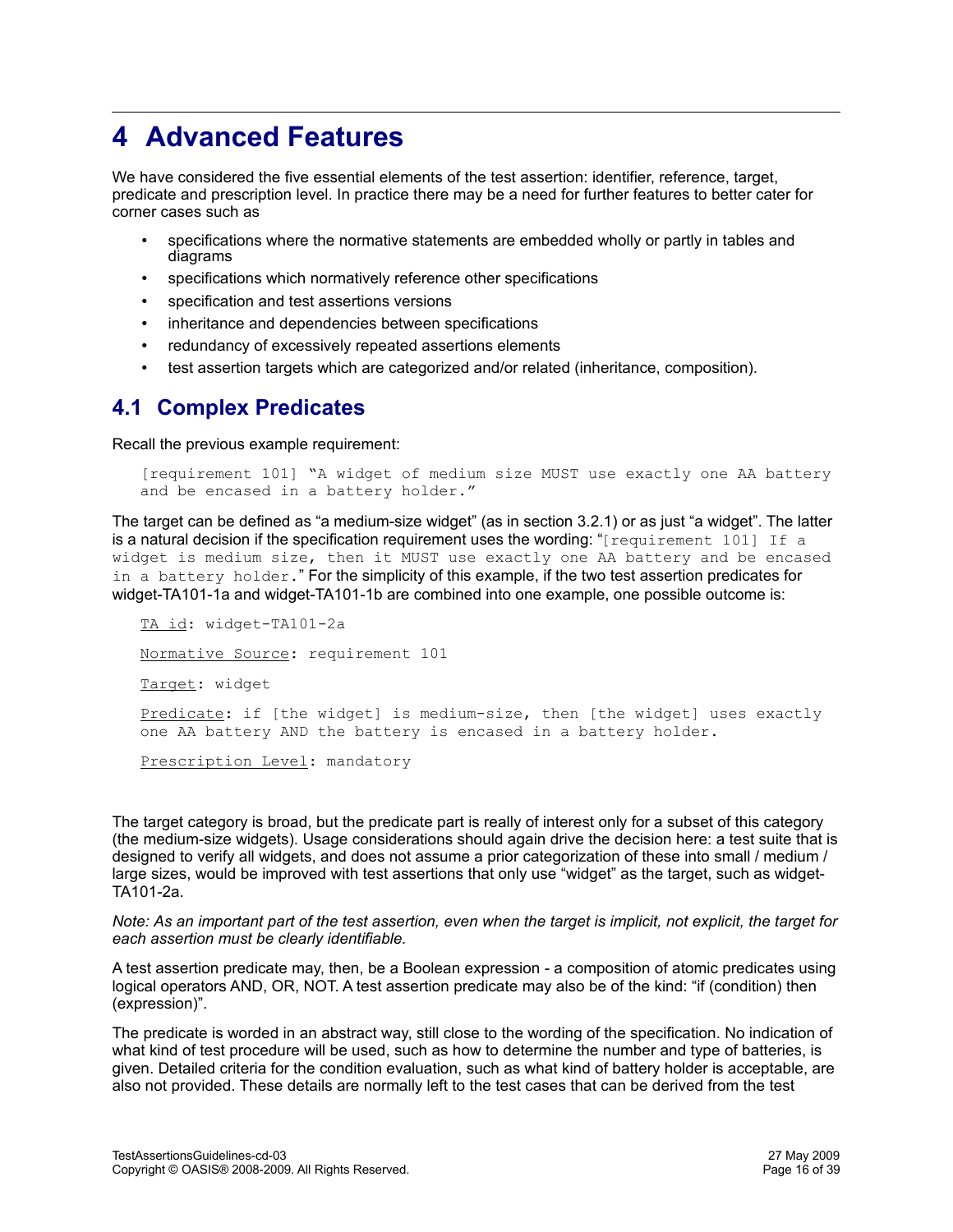# 4 Advanced Features

We have considered the five essential elements of the test assertion: identifier, reference, target, predicate and prescription level. In practice there may be a need for further features to better cater for corner cases such as

- specifications where the normative statements are embedded wholly or partly in tables and diagrams
- specifications which normatively reference other specifications
- specification and test assertions versions
- inheritance and dependencies between specifications
- redundancy of excessively repeated assertions elements
- test assertion targets which are categorized and/or related (inheritance, composition).

## 4.1 Complex Predicates

Recall the previous example requirement:

```
[requirement 101] "A widget of medium size MUST use exactly one AA battery
and be encased in a battery holder."
```

The target can be defined as "a medium-size widget" (as in section 3.2.1) or as just "a widget". The latter is a natural decision if the specification requirement uses the wording: "`[requirement 101] If a widget is medium size, then it MUST use exactly one AA battery and be encased in a battery holder.`" For the simplicity of this example, if the two test assertion predicates for widget-TA101-1a and widget-TA101-1b are combined into one example, one possible outcome is:

```
TA id: widget-TA101-2a

Normative Source: requirement 101

Target: widget

Predicate: if [the widget] is medium-size, then [the widget] uses exactly
one AA battery AND the battery is encased in a battery holder.

Prescription Level: mandatory
```

The target category is broad, but the predicate part is really of interest only for a subset of this category (the medium-size widgets). Usage considerations should again drive the decision here: a test suite that is designed to verify all widgets, and does not assume a prior categorization of these into small / medium / large sizes, would be improved with test assertions that only use "widget" as the target, such as widget-TA101-2a.

*Note: As an important part of the test assertion, even when the target is implicit, not explicit, the target for each assertion must be clearly identifiable.*

A test assertion predicate may, then, be a Boolean expression - a composition of atomic predicates using logical operators AND, OR, NOT. A test assertion predicate may also be of the kind: "if (condition) then (expression)".

The predicate is worded in an abstract way, still close to the wording of the specification. No indication of what kind of test procedure will be used, such as how to determine the number and type of batteries, is given. Detailed criteria for the condition evaluation, such as what kind of battery holder is acceptable, are also not provided. These details are normally left to the test cases that can be derived from the test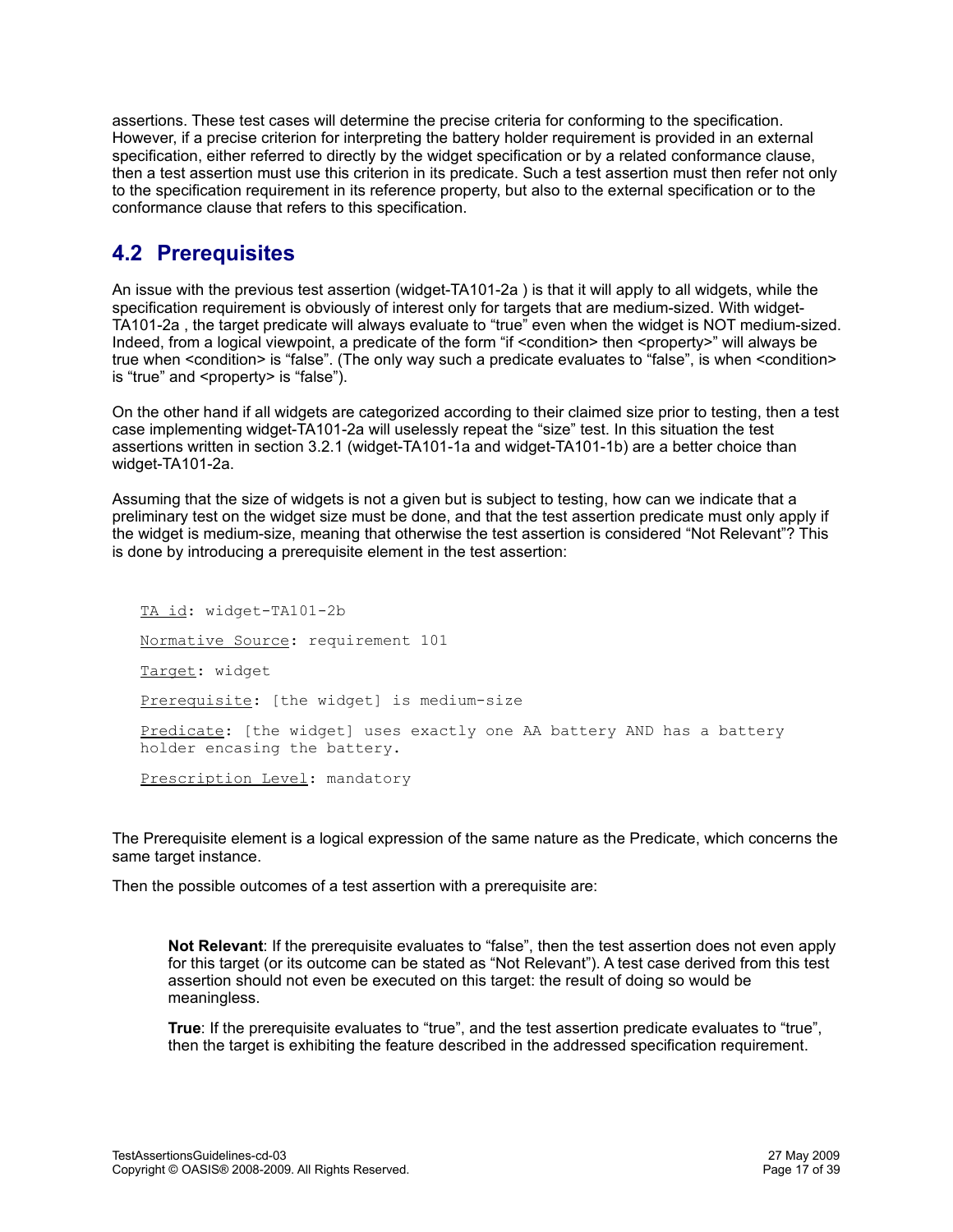assertions. These test cases will determine the precise criteria for conforming to the specification. However, if a precise criterion for interpreting the battery holder requirement is provided in an external specification, either referred to directly by the widget specification or by a related conformance clause, then a test assertion must use this criterion in its predicate. Such a test assertion must then refer not only to the specification requirement in its reference property, but also to the external specification or to the conformance clause that refers to this specification.

## 4.2 Prerequisites

An issue with the previous test assertion (widget-TA101-2a ) is that it will apply to all widgets, while the specification requirement is obviously of interest only for targets that are medium-sized. With widget-TA101-2a , the target predicate will always evaluate to "true" even when the widget is NOT medium-sized. Indeed, from a logical viewpoint, a predicate of the form "if <condition> then <property>" will always be true when <condition> is "false". (The only way such a predicate evaluates to "false", is when <condition> is "true" and <property> is "false").

On the other hand if all widgets are categorized according to their claimed size prior to testing, then a test case implementing widget-TA101-2a will uselessly repeat the "size" test. In this situation the test assertions written in section 3.2.1 (widget-TA101-1a and widget-TA101-1b) are a better choice than widget-TA101-2a.

Assuming that the size of widgets is not a given but is subject to testing, how can we indicate that a preliminary test on the widget size must be done, and that the test assertion predicate must only apply if the widget is medium-size, meaning that otherwise the test assertion is considered "Not Relevant"? This is done by introducing a prerequisite element in the test assertion:

```
TA id: widget-TA101-2b

Normative Source: requirement 101

Target: widget

Prerequisite: [the widget] is medium-size

Predicate: [the widget] uses exactly one AA battery AND has a battery
holder encasing the battery.

Prescription Level: mandatory
```

The Prerequisite element is a logical expression of the same nature as the Predicate, which concerns the same target instance.

Then the possible outcomes of a test assertion with a prerequisite are:

> **Not Relevant**: If the prerequisite evaluates to "false", then the test assertion does not even apply for this target (or its outcome can be stated as "Not Relevant"). A test case derived from this test assertion should not even be executed on this target: the result of doing so would be meaningless.
>
> **True**: If the prerequisite evaluates to "true", and the test assertion predicate evaluates to "true", then the target is exhibiting the feature described in the addressed specification requirement.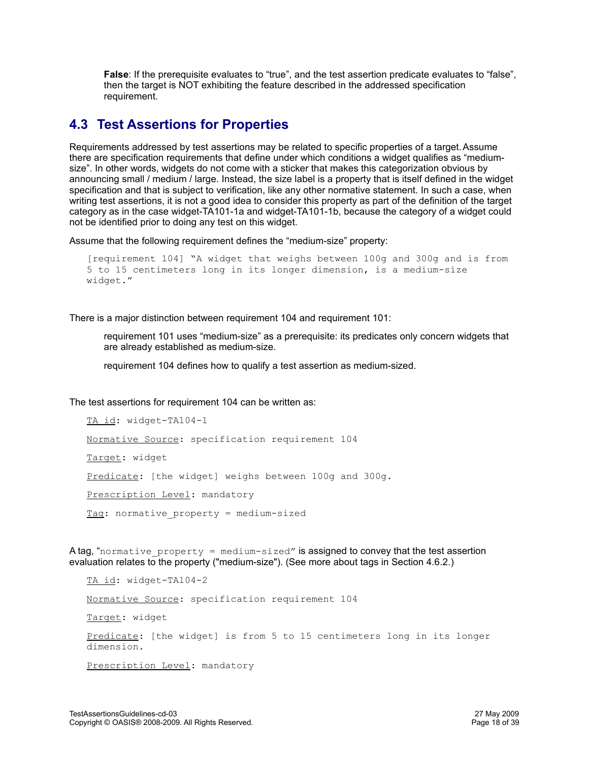**False**: If the prerequisite evaluates to "true", and the test assertion predicate evaluates to "false", then the target is NOT exhibiting the feature described in the addressed specification requirement.

## 4.3 Test Assertions for Properties

Requirements addressed by test assertions may be related to specific properties of a target. Assume there are specification requirements that define under which conditions a widget qualifies as "medium-size". In other words, widgets do not come with a sticker that makes this categorization obvious by announcing small / medium / large. Instead, the size label is a property that is itself defined in the widget specification and that is subject to verification, like any other normative statement. In such a case, when writing test assertions, it is not a good idea to consider this property as part of the definition of the target category as in the case widget-TA101-1a and widget-TA101-1b, because the category of a widget could not be identified prior to doing any test on this widget.

Assume that the following requirement defines the "medium-size" property:

```
[requirement 104] "A widget that weighs between 100g and 300g and is from
5 to 15 centimeters long in its longer dimension, is a medium-size
widget."
```

There is a major distinction between requirement 104 and requirement 101:

> requirement 101 uses "medium-size" as a prerequisite: its predicates only concern widgets that are already established as medium-size.
>
> requirement 104 defines how to qualify a test assertion as medium-sized.

The test assertions for requirement 104 can be written as:

```
TA id: widget-TA104-1
Normative Source: specification requirement 104
Target: widget
Predicate: [the widget] weighs between 100g and 300g.
Prescription Level: mandatory
Tag: normative_property = medium-sized
```

A tag, "`normative_property = medium-sized`" is assigned to convey that the test assertion evaluation relates to the property ("medium-size"). (See more about tags in Section 4.6.2.)

```
TA id: widget-TA104-2
Normative Source: specification requirement 104
Target: widget
Predicate: [the widget] is from 5 to 15 centimeters long in its longer
dimension.
Prescription Level: mandatory
```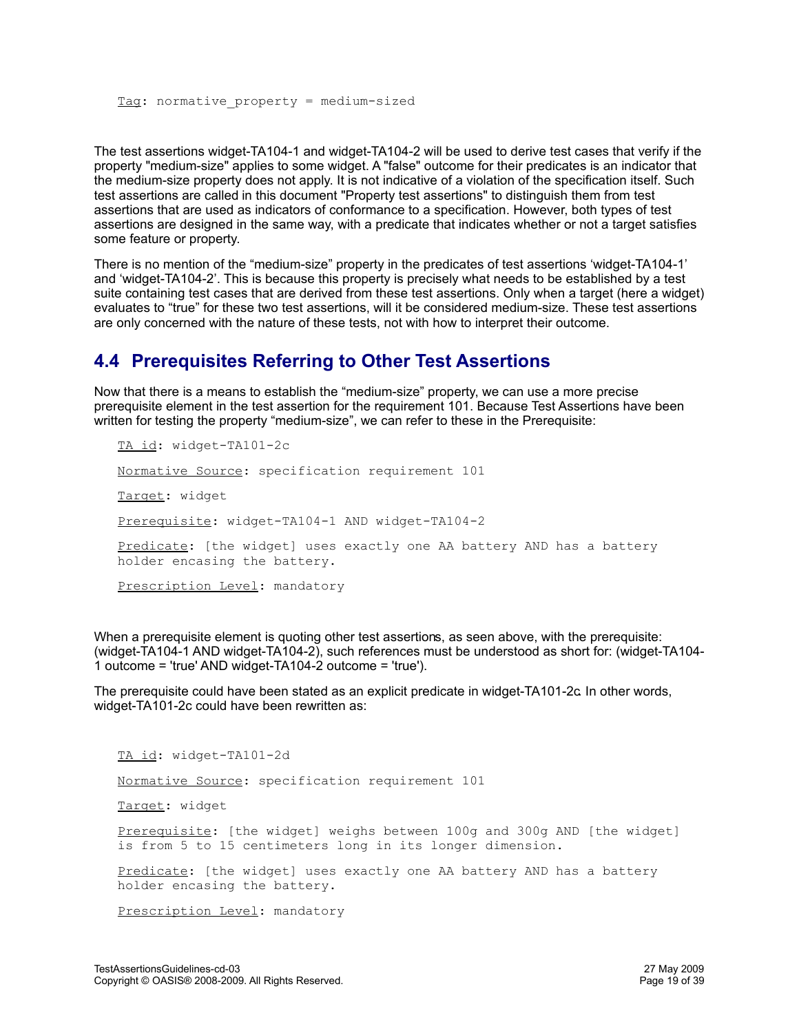Tag: normative_property = medium-sized

The test assertions widget-TA104-1 and widget-TA104-2 will be used to derive test cases that verify if the property "medium-size" applies to some widget. A "false" outcome for their predicates is an indicator that the medium-size property does not apply. It is not indicative of a violation of the specification itself. Such test assertions are called in this document "Property test assertions" to distinguish them from test assertions that are used as indicators of conformance to a specification. However, both types of test assertions are designed in the same way, with a predicate that indicates whether or not a target satisfies some feature or property.

There is no mention of the "medium-size" property in the predicates of test assertions 'widget-TA104-1' and 'widget-TA104-2'. This is because this property is precisely what needs to be established by a test suite containing test cases that are derived from these test assertions. Only when a target (here a widget) evaluates to "true" for these two test assertions, will it be considered medium-size. These test assertions are only concerned with the nature of these tests, not with how to interpret their outcome.

## 4.4 Prerequisites Referring to Other Test Assertions

Now that there is a means to establish the "medium-size" property, we can use a more precise prerequisite element in the test assertion for the requirement 101. Because Test Assertions have been written for testing the property "medium-size", we can refer to these in the Prerequisite:

```
TA id: widget-TA101-2c

Normative Source: specification requirement 101

Target: widget

Prerequisite: widget-TA104-1 AND widget-TA104-2

Predicate: [the widget] uses exactly one AA battery AND has a battery
holder encasing the battery.

Prescription Level: mandatory
```

When a prerequisite element is quoting other test assertions, as seen above, with the prerequisite: (widget-TA104-1 AND widget-TA104-2), such references must be understood as short for: (widget-TA104-1 outcome = 'true' AND widget-TA104-2 outcome = 'true').

The prerequisite could have been stated as an explicit predicate in widget-TA101-2c. In other words, widget-TA101-2c could have been rewritten as:

```
TA id: widget-TA101-2d

Normative Source: specification requirement 101

Target: widget

Prerequisite: [the widget] weighs between 100g and 300g AND [the widget]
is from 5 to 15 centimeters long in its longer dimension.

Predicate: [the widget] uses exactly one AA battery AND has a battery
holder encasing the battery.

Prescription Level: mandatory
```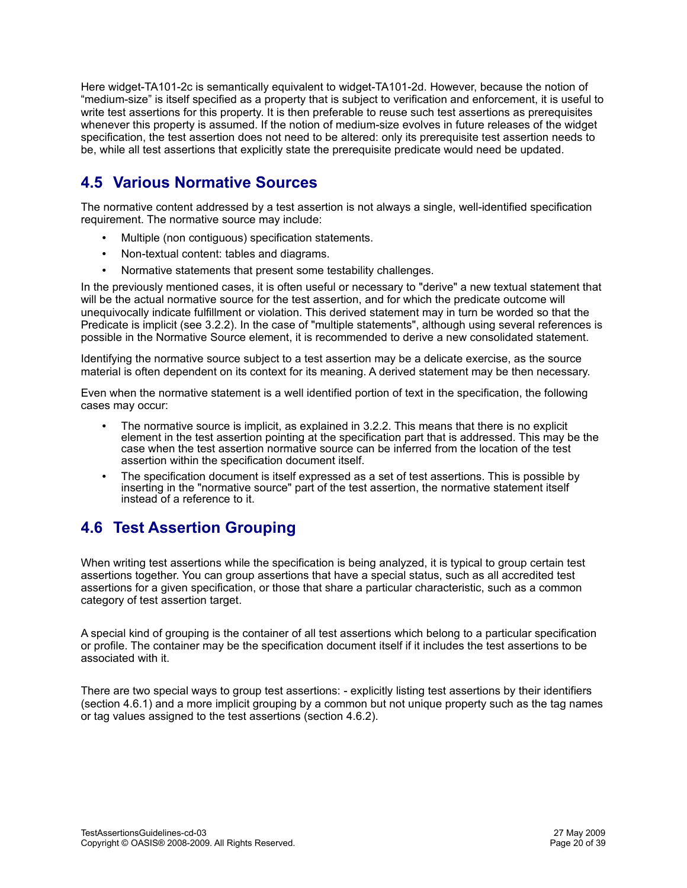Here widget-TA101-2c is semantically equivalent to widget-TA101-2d. However, because the notion of “medium-size” is itself specified as a property that is subject to verification and enforcement, it is useful to write test assertions for this property. It is then preferable to reuse such test assertions as prerequisites whenever this property is assumed. If the notion of medium-size evolves in future releases of the widget specification, the test assertion does not need to be altered: only its prerequisite test assertion needs to be, while all test assertions that explicitly state the prerequisite predicate would need be updated.

## 4.5 Various Normative Sources

The normative content addressed by a test assertion is not always a single, well-identified specification requirement. The normative source may include:

- Multiple (non contiguous) specification statements.
- Non-textual content: tables and diagrams.
- Normative statements that present some testability challenges.

In the previously mentioned cases, it is often useful or necessary to "derive" a new textual statement that will be the actual normative source for the test assertion, and for which the predicate outcome will unequivocally indicate fulfillment or violation. This derived statement may in turn be worded so that the Predicate is implicit (see 3.2.2). In the case of "multiple statements", although using several references is possible in the Normative Source element, it is recommended to derive a new consolidated statement.

Identifying the normative source subject to a test assertion may be a delicate exercise, as the source material is often dependent on its context for its meaning. A derived statement may be then necessary.

Even when the normative statement is a well identified portion of text in the specification, the following cases may occur:

- The normative source is implicit, as explained in 3.2.2. This means that there is no explicit element in the test assertion pointing at the specification part that is addressed. This may be the case when the test assertion normative source can be inferred from the location of the test assertion within the specification document itself.
- The specification document is itself expressed as a set of test assertions. This is possible by inserting in the "normative source" part of the test assertion, the normative statement itself instead of a reference to it.

## 4.6 Test Assertion Grouping

When writing test assertions while the specification is being analyzed, it is typical to group certain test assertions together. You can group assertions that have a special status, such as all accredited test assertions for a given specification, or those that share a particular characteristic, such as a common category of test assertion target.

A special kind of grouping is the container of all test assertions which belong to a particular specification or profile. The container may be the specification document itself if it includes the test assertions to be associated with it.

There are two special ways to group test assertions: - explicitly listing test assertions by their identifiers (section 4.6.1) and a more implicit grouping by a common but not unique property such as the tag names or tag values assigned to the test assertions (section 4.6.2).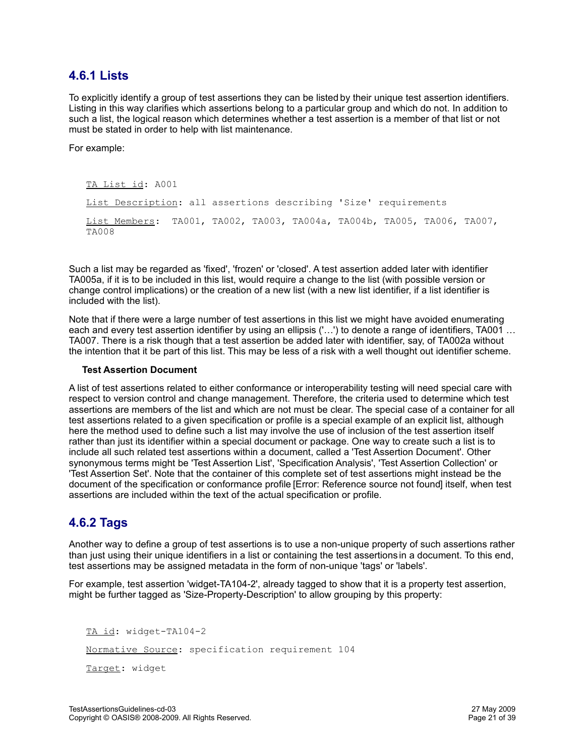## 4.6.1 Lists

To explicitly identify a group of test assertions they can be listed by their unique test assertion identifiers. Listing in this way clarifies which assertions belong to a particular group and which do not. In addition to such a list, the logical reason which determines whether a test assertion is a member of that list or not must be stated in order to help with list maintenance.

For example:

```
TA List id: A001

List Description: all assertions describing 'Size' requirements

List Members:  TA001, TA002, TA003, TA004a, TA004b, TA005, TA006, TA007, TA008
```

Such a list may be regarded as 'fixed', 'frozen' or 'closed'. A test assertion added later with identifier TA005a, if it is to be included in this list, would require a change to the list (with possible version or change control implications) or the creation of a new list (with a new list identifier, if a list identifier is included with the list).

Note that if there were a large number of test assertions in this list we might have avoided enumerating each and every test assertion identifier by using an ellipsis ('…') to denote a range of identifiers, TA001 … TA007. There is a risk though that a test assertion be added later with identifier, say, of TA002a without the intention that it be part of this list. This may be less of a risk with a well thought out identifier scheme.

**Test Assertion Document**

A list of test assertions related to either conformance or interoperability testing will need special care with respect to version control and change management. Therefore, the criteria used to determine which test assertions are members of the list and which are not must be clear. The special case of a container for all test assertions related to a given specification or profile is a special example of an explicit list, although here the method used to define such a list may involve the use of inclusion of the test assertion itself rather than just its identifier within a special document or package. One way to create such a list is to include all such related test assertions within a document, called a 'Test Assertion Document'. Other synonymous terms might be 'Test Assertion List', 'Specification Analysis', 'Test Assertion Collection' or 'Test Assertion Set'. Note that the container of this complete set of test assertions might instead be the document of the specification or conformance profile [Error: Reference source not found] itself, when test assertions are included within the text of the actual specification or profile.

## 4.6.2 Tags

Another way to define a group of test assertions is to use a non-unique property of such assertions rather than just using their unique identifiers in a list or containing the test assertions in a document. To this end, test assertions may be assigned metadata in the form of non-unique 'tags' or 'labels'.

For example, test assertion 'widget-TA104-2', already tagged to show that it is a property test assertion, might be further tagged as 'Size-Property-Description' to allow grouping by this property:

```
TA id: widget-TA104-2

Normative Source: specification requirement 104

Target: widget
```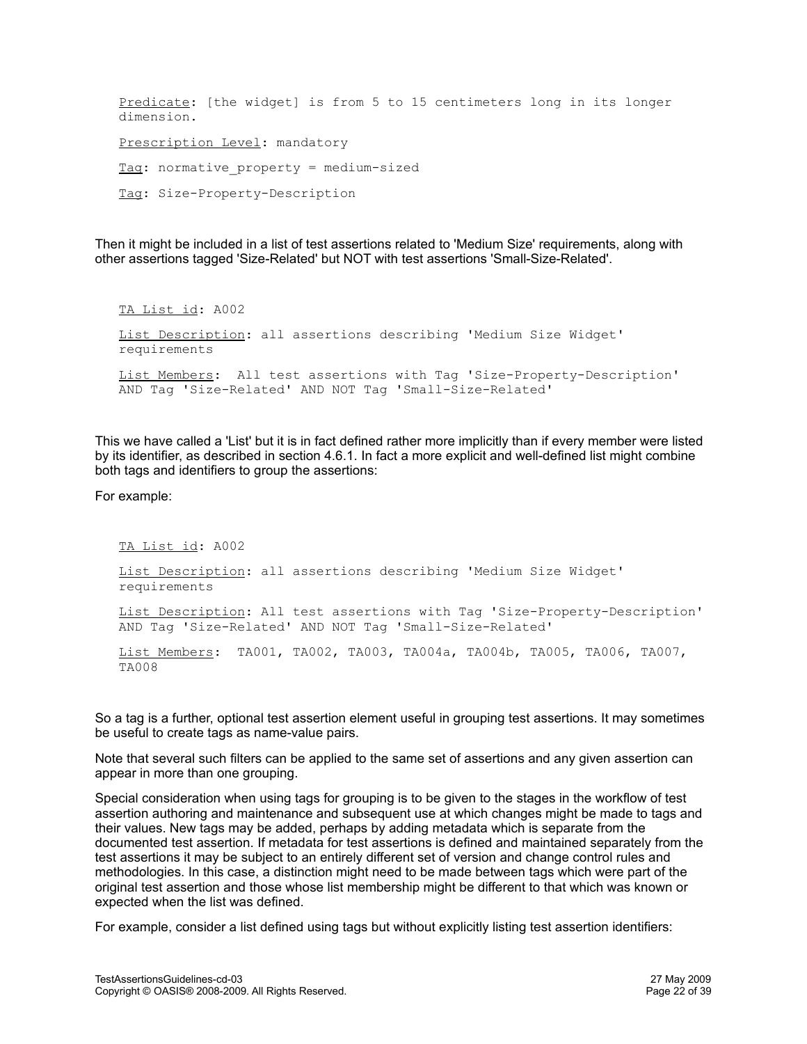```
Predicate: [the widget] is from 5 to 15 centimeters long in its longer
dimension.

Prescription Level: mandatory

Tag: normative_property = medium-sized

Tag: Size-Property-Description
```

Then it might be included in a list of test assertions related to 'Medium Size' requirements, along with other assertions tagged 'Size-Related' but NOT with test assertions 'Small-Size-Related'.

```
TA List id: A002

List Description: all assertions describing 'Medium Size Widget'
requirements

List Members:  All test assertions with Tag 'Size-Property-Description'
AND Tag 'Size-Related' AND NOT Tag 'Small-Size-Related'
```

This we have called a 'List' but it is in fact defined rather more implicitly than if every member were listed by its identifier, as described in section 4.6.1. In fact a more explicit and well-defined list might combine both tags and identifiers to group the assertions:

For example:

```
TA List id: A002

List Description: all assertions describing 'Medium Size Widget'
requirements

List Description: All test assertions with Tag 'Size-Property-Description'
AND Tag 'Size-Related' AND NOT Tag 'Small-Size-Related'

List Members:  TA001, TA002, TA003, TA004a, TA004b, TA005, TA006, TA007,
TA008
```

So a tag is a further, optional test assertion element useful in grouping test assertions. It may sometimes be useful to create tags as name-value pairs.

Note that several such filters can be applied to the same set of assertions and any given assertion can appear in more than one grouping.

Special consideration when using tags for grouping is to be given to the stages in the workflow of test assertion authoring and maintenance and subsequent use at which changes might be made to tags and their values. New tags may be added, perhaps by adding metadata which is separate from the documented test assertion. If metadata for test assertions is defined and maintained separately from the test assertions it may be subject to an entirely different set of version and change control rules and methodologies. In this case, a distinction might need to be made between tags which were part of the original test assertion and those whose list membership might be different to that which was known or expected when the list was defined.

For example, consider a list defined using tags but without explicitly listing test assertion identifiers: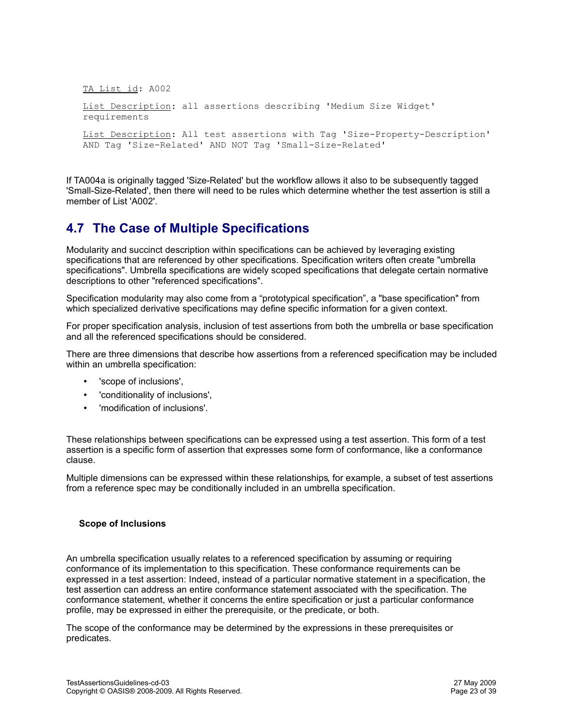<u>TA List id</u>: A002

<u>List Description</u>: all assertions describing 'Medium Size Widget' requirements

<u>List Description</u>: All test assertions with Tag 'Size-Property-Description' AND Tag 'Size-Related' AND NOT Tag 'Small-Size-Related'

If TA004a is originally tagged 'Size-Related' but the workflow allows it also to be subsequently tagged 'Small-Size-Related', then there will need to be rules which determine whether the test assertion is still a member of List 'A002'.

## 4.7 The Case of Multiple Specifications

Modularity and succinct description within specifications can be achieved by leveraging existing specifications that are referenced by other specifications. Specification writers often create "umbrella specifications". Umbrella specifications are widely scoped specifications that delegate certain normative descriptions to other "referenced specifications".

Specification modularity may also come from a “prototypical specification”, a "base specification" from which specialized derivative specifications may define specific information for a given context.

For proper specification analysis, inclusion of test assertions from both the umbrella or base specification and all the referenced specifications should be considered.

There are three dimensions that describe how assertions from a referenced specification may be included within an umbrella specification:

- 'scope of inclusions',
- 'conditionality of inclusions',
- 'modification of inclusions'.

These relationships between specifications can be expressed using a test assertion. This form of a test assertion is a specific form of assertion that expresses some form of conformance, like a conformance clause.

Multiple dimensions can be expressed within these relationships, for example, a subset of test assertions from a reference spec may be conditionally included in an umbrella specification.

### Scope of Inclusions

An umbrella specification usually relates to a referenced specification by assuming or requiring conformance of its implementation to this specification. These conformance requirements can be expressed in a test assertion: Indeed, instead of a particular normative statement in a specification, the test assertion can address an entire conformance statement associated with the specification. The conformance statement, whether it concerns the entire specification or just a particular conformance profile, may be expressed in either the prerequisite, or the predicate, or both.

The scope of the conformance may be determined by the expressions in these prerequisites or predicates.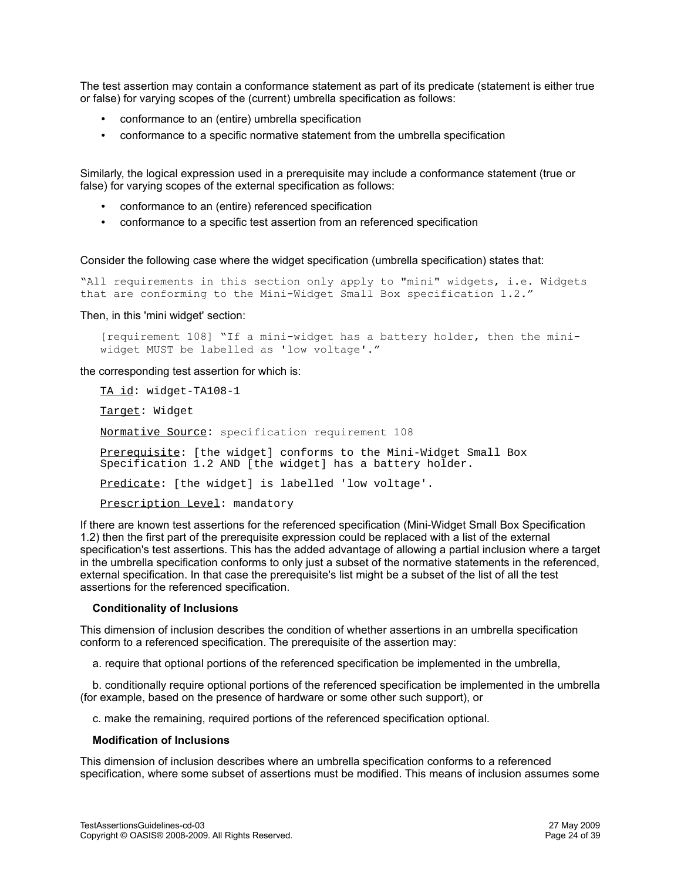The test assertion may contain a conformance statement as part of its predicate (statement is either true or false) for varying scopes of the (current) umbrella specification as follows:

- conformance to an (entire) umbrella specification
- conformance to a specific normative statement from the umbrella specification

Similarly, the logical expression used in a prerequisite may include a conformance statement (true or false) for varying scopes of the external specification as follows:

- conformance to an (entire) referenced specification
- conformance to a specific test assertion from an referenced specification

Consider the following case where the widget specification (umbrella specification) states that:

```
“All requirements in this section only apply to "mini" widgets, i.e. Widgets
that are conforming to the Mini-Widget Small Box specification 1.2.”
```

Then, in this 'mini widget' section:

```
[requirement 108] “If a mini-widget has a battery holder, then the mini-
widget MUST be labelled as 'low voltage'.”
```

the corresponding test assertion for which is:

```
TA id: widget-TA108-1

Target: Widget

Normative Source: specification requirement 108

Prerequisite: [the widget] conforms to the Mini-Widget Small Box
Specification 1.2 AND [the widget] has a battery holder.

Predicate: [the widget] is labelled 'low voltage'.

Prescription Level: mandatory
```

If there are known test assertions for the referenced specification (Mini-Widget Small Box Specification 1.2) then the first part of the prerequisite expression could be replaced with a list of the external specification's test assertions. This has the added advantage of allowing a partial inclusion where a target in the umbrella specification conforms to only just a subset of the normative statements in the referenced, external specification. In that case the prerequisite's list might be a subset of the list of all the test assertions for the referenced specification.

**Conditionality of Inclusions**

This dimension of inclusion describes the condition of whether assertions in an umbrella specification conform to a referenced specification. The prerequisite of the assertion may:

a. require that optional portions of the referenced specification be implemented in the umbrella,

b. conditionally require optional portions of the referenced specification be implemented in the umbrella (for example, based on the presence of hardware or some other such support), or

c. make the remaining, required portions of the referenced specification optional.

**Modification of Inclusions**

This dimension of inclusion describes where an umbrella specification conforms to a referenced specification, where some subset of assertions must be modified. This means of inclusion assumes some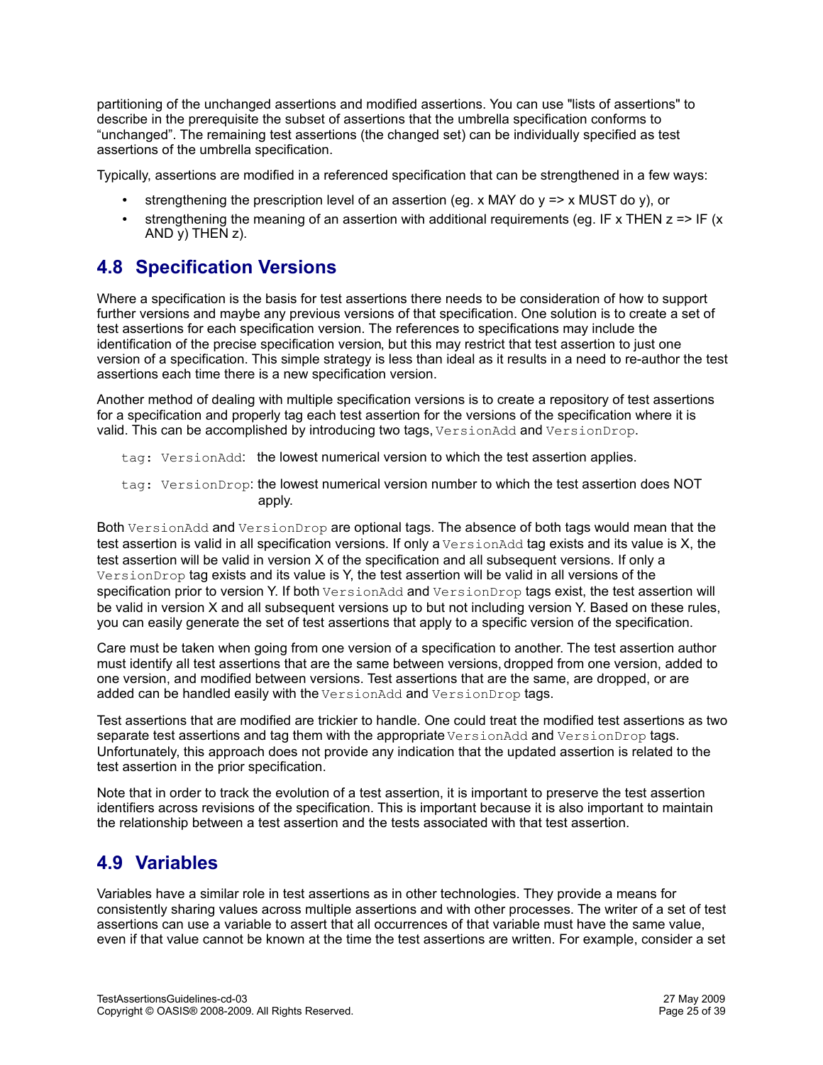partitioning of the unchanged assertions and modified assertions. You can use "lists of assertions" to describe in the prerequisite the subset of assertions that the umbrella specification conforms to “unchanged”. The remaining test assertions (the changed set) can be individually specified as test assertions of the umbrella specification.

Typically, assertions are modified in a referenced specification that can be strengthened in a few ways:

- strengthening the prescription level of an assertion (eg. x MAY do y => x MUST do y), or
- strengthening the meaning of an assertion with additional requirements (eg. IF x THEN z => IF (x AND y) THEN z).

## 4.8 Specification Versions

Where a specification is the basis for test assertions there needs to be consideration of how to support further versions and maybe any previous versions of that specification. One solution is to create a set of test assertions for each specification version. The references to specifications may include the identification of the precise specification version, but this may restrict that test assertion to just one version of a specification. This simple strategy is less than ideal as it results in a need to re-author the test assertions each time there is a new specification version.

Another method of dealing with multiple specification versions is to create a repository of test assertions for a specification and properly tag each test assertion for the versions of the specification where it is valid. This can be accomplished by introducing two tags, `VersionAdd` and `VersionDrop`.

`tag: VersionAdd`: the lowest numerical version to which the test assertion applies.

`tag: VersionDrop`: the lowest numerical version number to which the test assertion does NOT apply.

Both `VersionAdd` and `VersionDrop` are optional tags. The absence of both tags would mean that the test assertion is valid in all specification versions. If only a `VersionAdd` tag exists and its value is X, the test assertion will be valid in version X of the specification and all subsequent versions. If only a `VersionDrop` tag exists and its value is Y, the test assertion will be valid in all versions of the specification prior to version Y. If both `VersionAdd` and `VersionDrop` tags exist, the test assertion will be valid in version X and all subsequent versions up to but not including version Y. Based on these rules, you can easily generate the set of test assertions that apply to a specific version of the specification.

Care must be taken when going from one version of a specification to another. The test assertion author must identify all test assertions that are the same between versions, dropped from one version, added to one version, and modified between versions. Test assertions that are the same, are dropped, or are added can be handled easily with the `VersionAdd` and `VersionDrop` tags.

Test assertions that are modified are trickier to handle. One could treat the modified test assertions as two separate test assertions and tag them with the appropriate `VersionAdd` and `VersionDrop` tags. Unfortunately, this approach does not provide any indication that the updated assertion is related to the test assertion in the prior specification.

Note that in order to track the evolution of a test assertion, it is important to preserve the test assertion identifiers across revisions of the specification. This is important because it is also important to maintain the relationship between a test assertion and the tests associated with that test assertion.

## 4.9 Variables

Variables have a similar role in test assertions as in other technologies. They provide a means for consistently sharing values across multiple assertions and with other processes. The writer of a set of test assertions can use a variable to assert that all occurrences of that variable must have the same value, even if that value cannot be known at the time the test assertions are written. For example, consider a set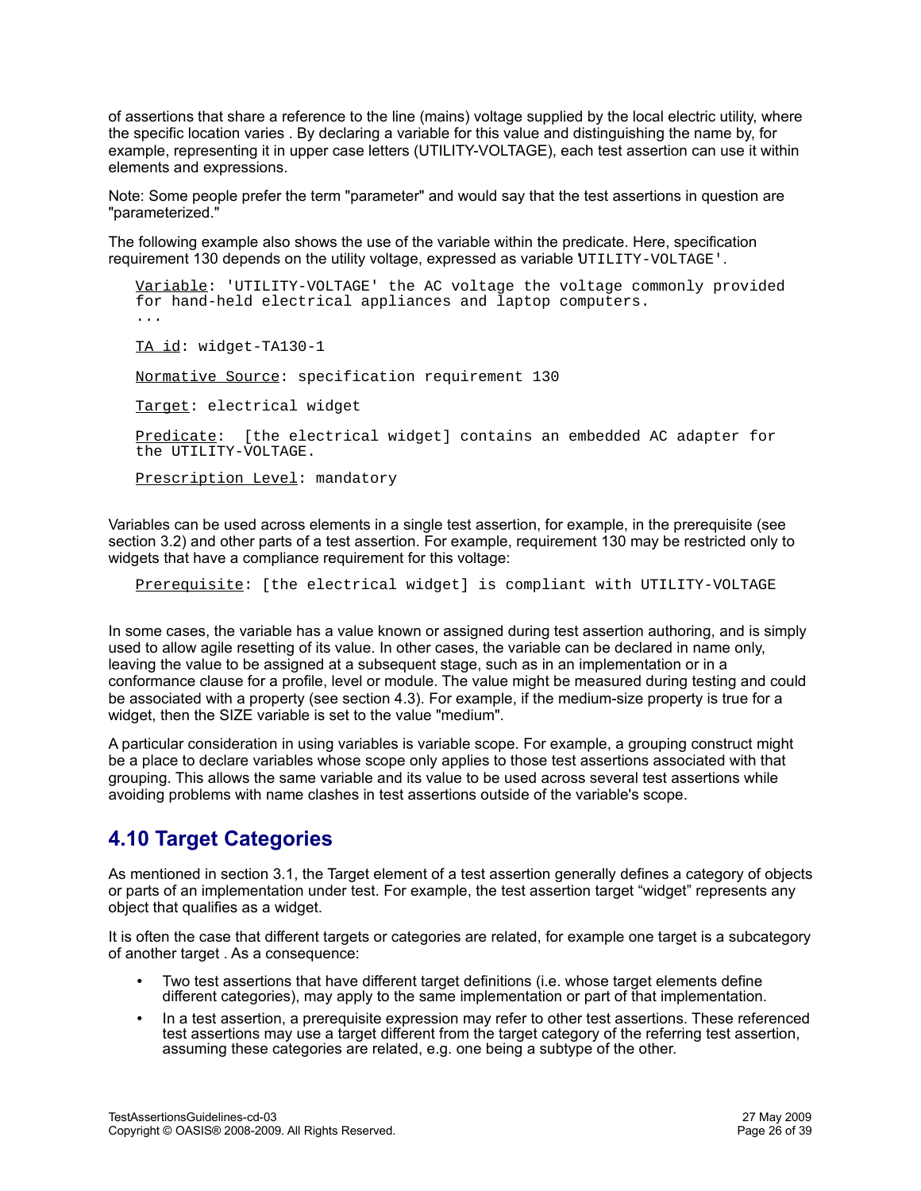of assertions that share a reference to the line (mains) voltage supplied by the local electric utility, where the specific location varies . By declaring a variable for this value and distinguishing the name by, for example, representing it in upper case letters (UTILITY-VOLTAGE), each test assertion can use it within elements and expressions.

Note: Some people prefer the term "parameter" and would say that the test assertions in question are "parameterized."

The following example also shows the use of the variable within the predicate. Here, specification requirement 130 depends on the utility voltage, expressed as variable `UTILITY-VOLTAGE'`.

```
Variable: 'UTILITY-VOLTAGE' the AC voltage the voltage commonly provided
for hand-held electrical appliances and laptop computers.
...

TA id: widget-TA130-1

Normative Source: specification requirement 130

Target: electrical widget

Predicate:  [the electrical widget] contains an embedded AC adapter for
the UTILITY-VOLTAGE.

Prescription Level: mandatory
```

Variables can be used across elements in a single test assertion, for example, in the prerequisite (see section 3.2) and other parts of a test assertion. For example, requirement 130 may be restricted only to widgets that have a compliance requirement for this voltage:

```
Prerequisite: [the electrical widget] is compliant with UTILITY-VOLTAGE
```

In some cases, the variable has a value known or assigned during test assertion authoring, and is simply used to allow agile resetting of its value. In other cases, the variable can be declared in name only, leaving the value to be assigned at a subsequent stage, such as in an implementation or in a conformance clause for a profile, level or module. The value might be measured during testing and could be associated with a property (see section 4.3). For example, if the medium-size property is true for a widget, then the SIZE variable is set to the value "medium".

A particular consideration in using variables is variable scope. For example, a grouping construct might be a place to declare variables whose scope only applies to those test assertions associated with that grouping. This allows the same variable and its value to be used across several test assertions while avoiding problems with name clashes in test assertions outside of the variable's scope.

## 4.10 Target Categories

As mentioned in section 3.1, the Target element of a test assertion generally defines a category of objects or parts of an implementation under test. For example, the test assertion target “widget” represents any object that qualifies as a widget.

It is often the case that different targets or categories are related, for example one target is a subcategory of another target . As a consequence:

- Two test assertions that have different target definitions (i.e. whose target elements define different categories), may apply to the same implementation or part of that implementation.
- In a test assertion, a prerequisite expression may refer to other test assertions. These referenced test assertions may use a target different from the target category of the referring test assertion, assuming these categories are related, e.g. one being a subtype of the other.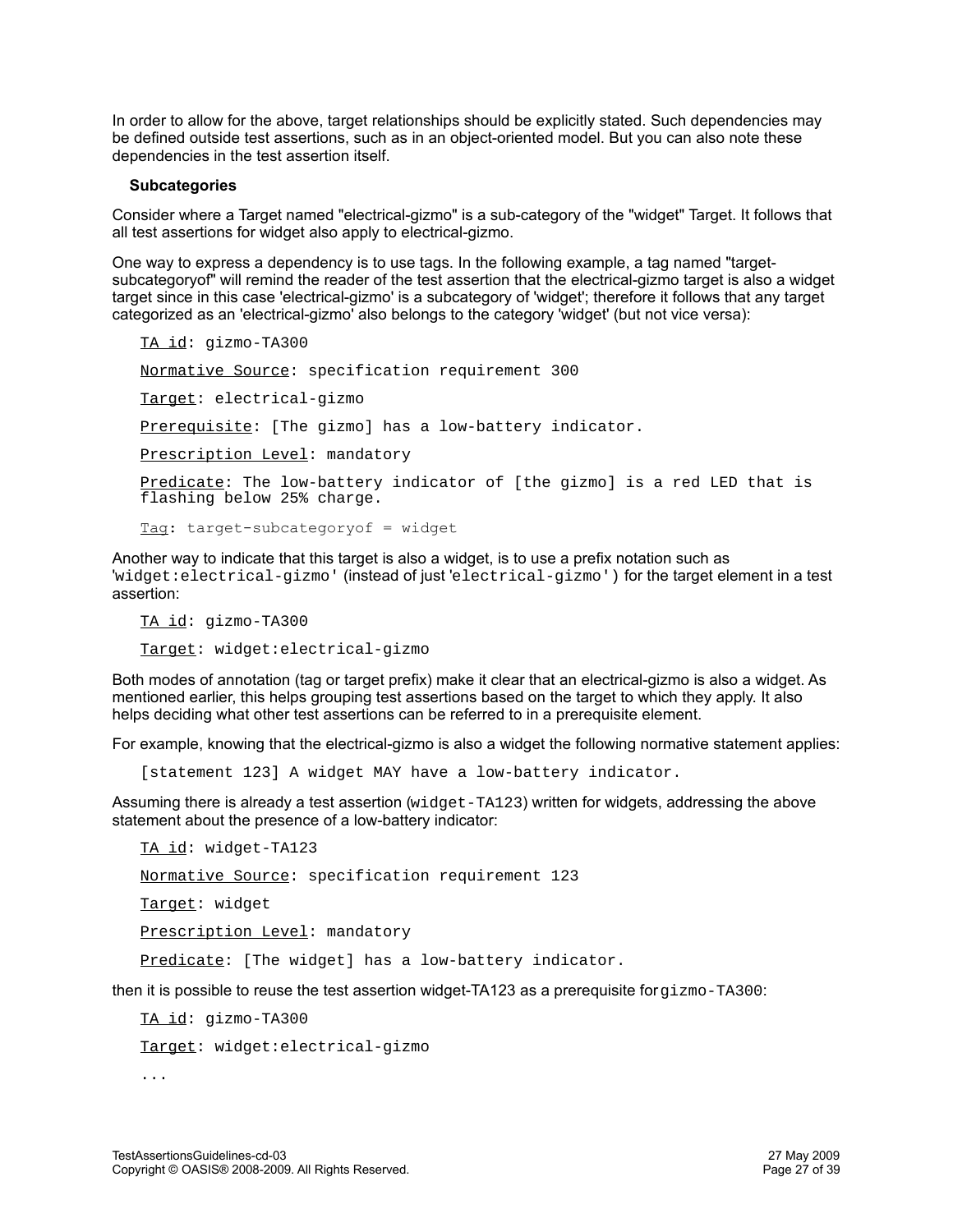In order to allow for the above, target relationships should be explicitly stated. Such dependencies may be defined outside test assertions, such as in an object-oriented model. But you can also note these dependencies in the test assertion itself.

**Subcategories**

Consider where a Target named "electrical-gizmo" is a sub-category of the "widget" Target. It follows that all test assertions for widget also apply to electrical-gizmo.

One way to express a dependency is to use tags. In the following example, a tag named "target-subcategoryof" will remind the reader of the test assertion that the electrical-gizmo target is also a widget target since in this case 'electrical-gizmo' is a subcategory of 'widget'; therefore it follows that any target categorized as an 'electrical-gizmo' also belongs to the category 'widget' (but not vice versa):

```
TA id: gizmo-TA300

Normative Source: specification requirement 300

Target: electrical-gizmo

Prerequisite: [The gizmo] has a low-battery indicator.

Prescription Level: mandatory

Predicate: The low-battery indicator of [the gizmo] is a red LED that is
flashing below 25% charge.

Tag: target-subcategoryof = widget
```

Another way to indicate that this target is also a widget, is to use a prefix notation such as '`widget:electrical-gizmo`' (instead of just '`electrical-gizmo`') for the target element in a test assertion:

```
TA id: gizmo-TA300

Target: widget:electrical-gizmo
```

Both modes of annotation (tag or target prefix) make it clear that an electrical-gizmo is also a widget. As mentioned earlier, this helps grouping test assertions based on the target to which they apply. It also helps deciding what other test assertions can be referred to in a prerequisite element.

For example, knowing that the electrical-gizmo is also a widget the following normative statement applies:

```
[statement 123] A widget MAY have a low-battery indicator.
```

Assuming there is already a test assertion (`widget-TA123`) written for widgets, addressing the above statement about the presence of a low-battery indicator:

```
TA id: widget-TA123

Normative Source: specification requirement 123

Target: widget

Prescription Level: mandatory

Predicate: [The widget] has a low-battery indicator.
```

then it is possible to reuse the test assertion widget-TA123 as a prerequisite for `gizmo-TA300`:

```
TA id: gizmo-TA300

Target: widget:electrical-gizmo

...
```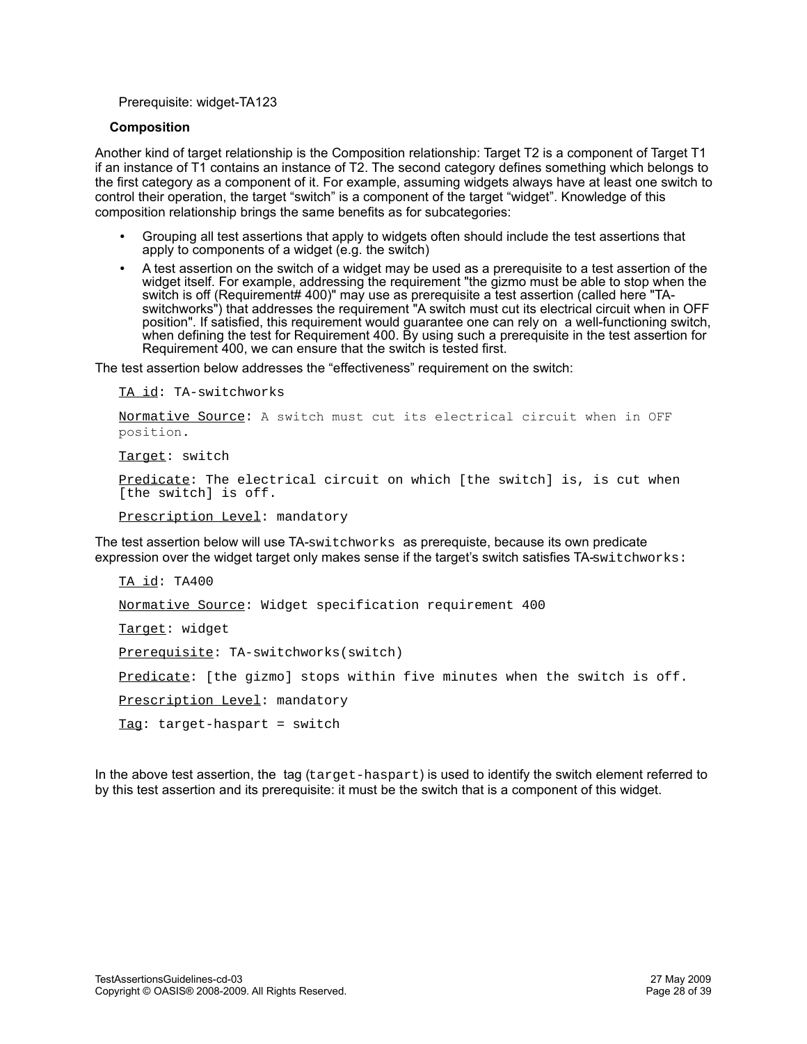Prerequisite: widget-TA123

**Composition**

Another kind of target relationship is the Composition relationship: Target T2 is a component of Target T1 if an instance of T1 contains an instance of T2. The second category defines something which belongs to the first category as a component of it. For example, assuming widgets always have at least one switch to control their operation, the target “switch” is a component of the target “widget”. Knowledge of this composition relationship brings the same benefits as for subcategories:

- Grouping all test assertions that apply to widgets often should include the test assertions that apply to components of a widget (e.g. the switch)
- A test assertion on the switch of a widget may be used as a prerequisite to a test assertion of the widget itself. For example, addressing the requirement "the gizmo must be able to stop when the switch is off (Requirement# 400)" may use as prerequisite a test assertion (called here "TA-switchworks") that addresses the requirement "A switch must cut its electrical circuit when in OFF position". If satisfied, this requirement would guarantee one can rely on a well-functioning switch, when defining the test for Requirement 400. By using such a prerequisite in the test assertion for Requirement 400, we can ensure that the switch is tested first.

The test assertion below addresses the “effectiveness” requirement on the switch:

```
TA id: TA-switchworks

Normative Source: A switch must cut its electrical circuit when in OFF position.

Target: switch

Predicate: The electrical circuit on which [the switch] is, is cut when [the switch] is off.

Prescription Level: mandatory
```

The test assertion below will use TA-`switchworks` as prerequiste, because its own predicate expression over the widget target only makes sense if the target’s switch satisfies TA-`switchworks:`

```
TA id: TA400

Normative Source: Widget specification requirement 400

Target: widget

Prerequisite: TA-switchworks(switch)

Predicate: [the gizmo] stops within five minutes when the switch is off.

Prescription Level: mandatory

Tag: target-haspart = switch
```

In the above test assertion, the tag (`target-haspart`) is used to identify the switch element referred to by this test assertion and its prerequisite: it must be the switch that is a component of this widget.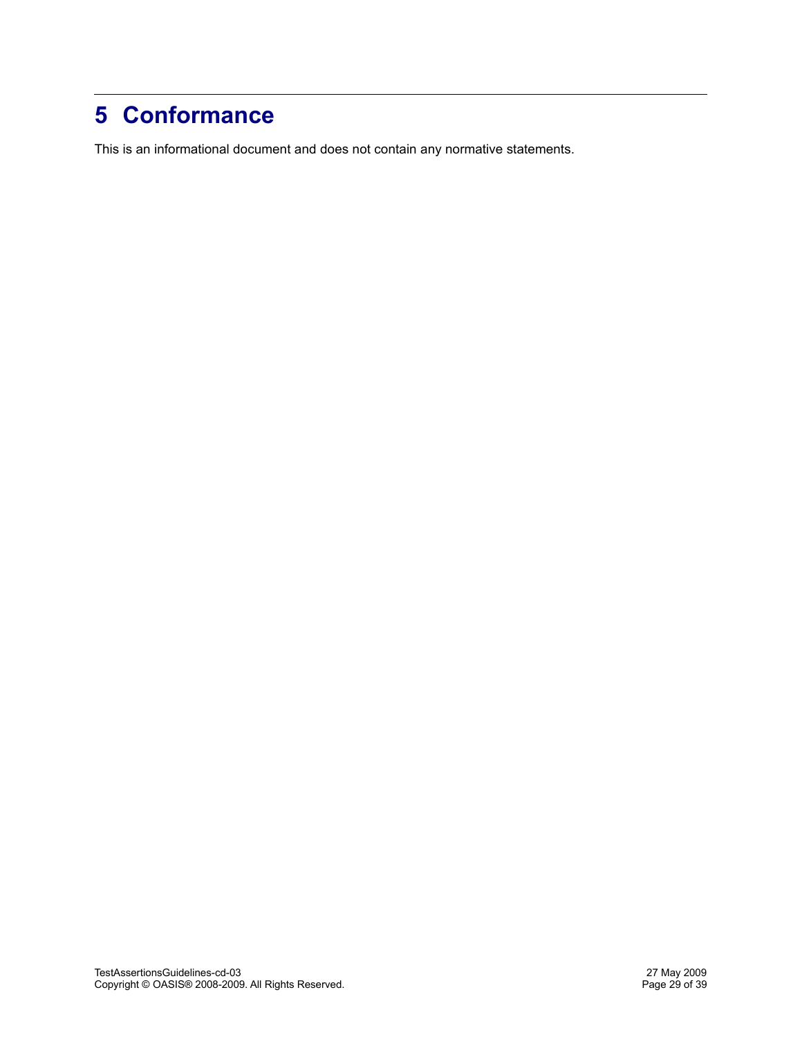# 5 Conformance

This is an informational document and does not contain any normative statements.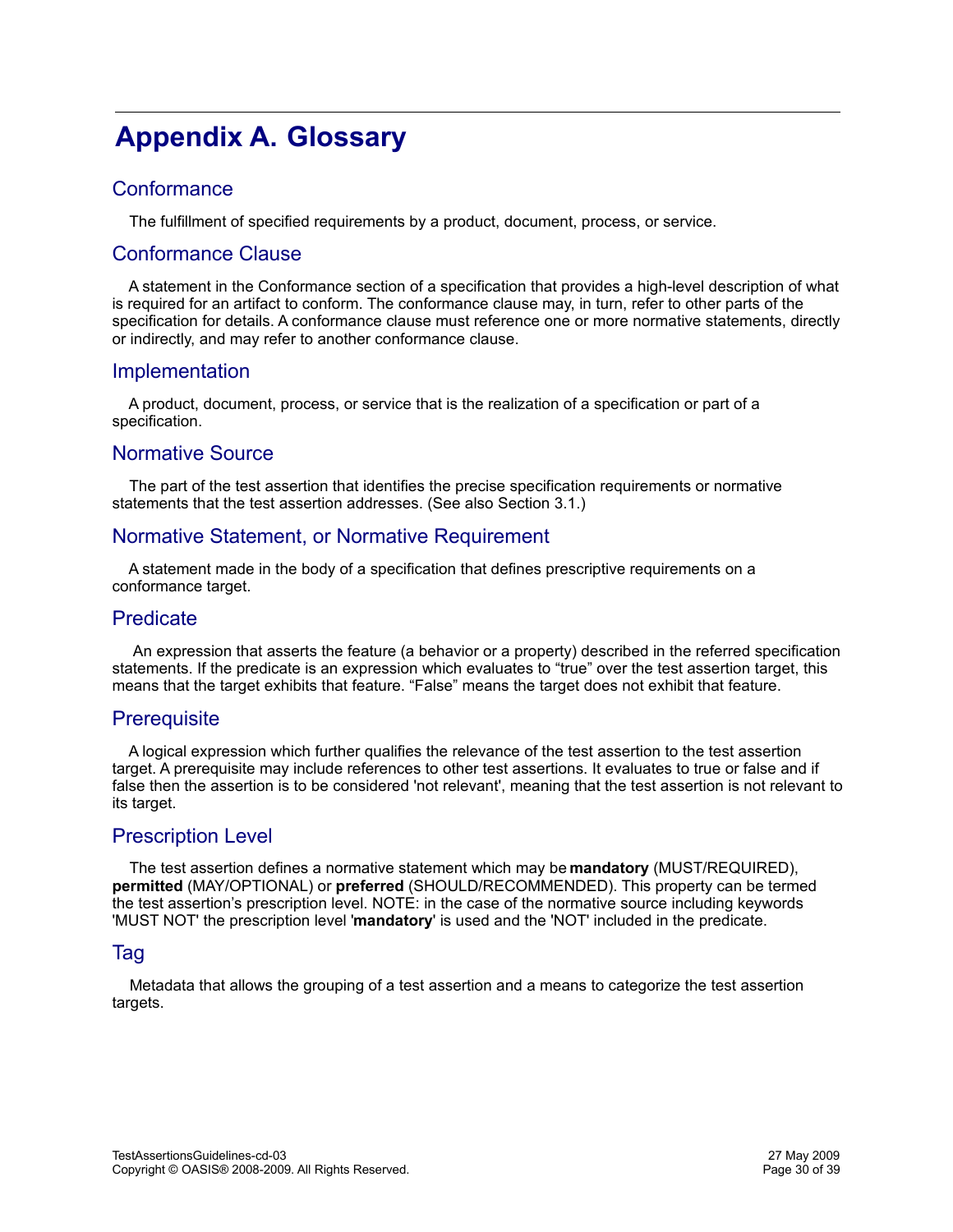# Appendix A. Glossary

## Conformance

The fulfillment of specified requirements by a product, document, process, or service.

## Conformance Clause

A statement in the Conformance section of a specification that provides a high-level description of what is required for an artifact to conform. The conformance clause may, in turn, refer to other parts of the specification for details. A conformance clause must reference one or more normative statements, directly or indirectly, and may refer to another conformance clause.

## Implementation

A product, document, process, or service that is the realization of a specification or part of a specification.

## Normative Source

The part of the test assertion that identifies the precise specification requirements or normative statements that the test assertion addresses. (See also Section 3.1.)

## Normative Statement, or Normative Requirement

A statement made in the body of a specification that defines prescriptive requirements on a conformance target.

## Predicate

An expression that asserts the feature (a behavior or a property) described in the referred specification statements. If the predicate is an expression which evaluates to “true” over the test assertion target, this means that the target exhibits that feature. “False” means the target does not exhibit that feature.

## Prerequisite

A logical expression which further qualifies the relevance of the test assertion to the test assertion target. A prerequisite may include references to other test assertions. It evaluates to true or false and if false then the assertion is to be considered 'not relevant', meaning that the test assertion is not relevant to its target.

## Prescription Level

The test assertion defines a normative statement which may be **mandatory** (MUST/REQUIRED), **permitted** (MAY/OPTIONAL) or **preferred** (SHOULD/RECOMMENDED). This property can be termed the test assertion’s prescription level. NOTE: in the case of the normative source including keywords 'MUST NOT' the prescription level '**mandatory**' is used and the 'NOT' included in the predicate.

## Tag

Metadata that allows the grouping of a test assertion and a means to categorize the test assertion targets.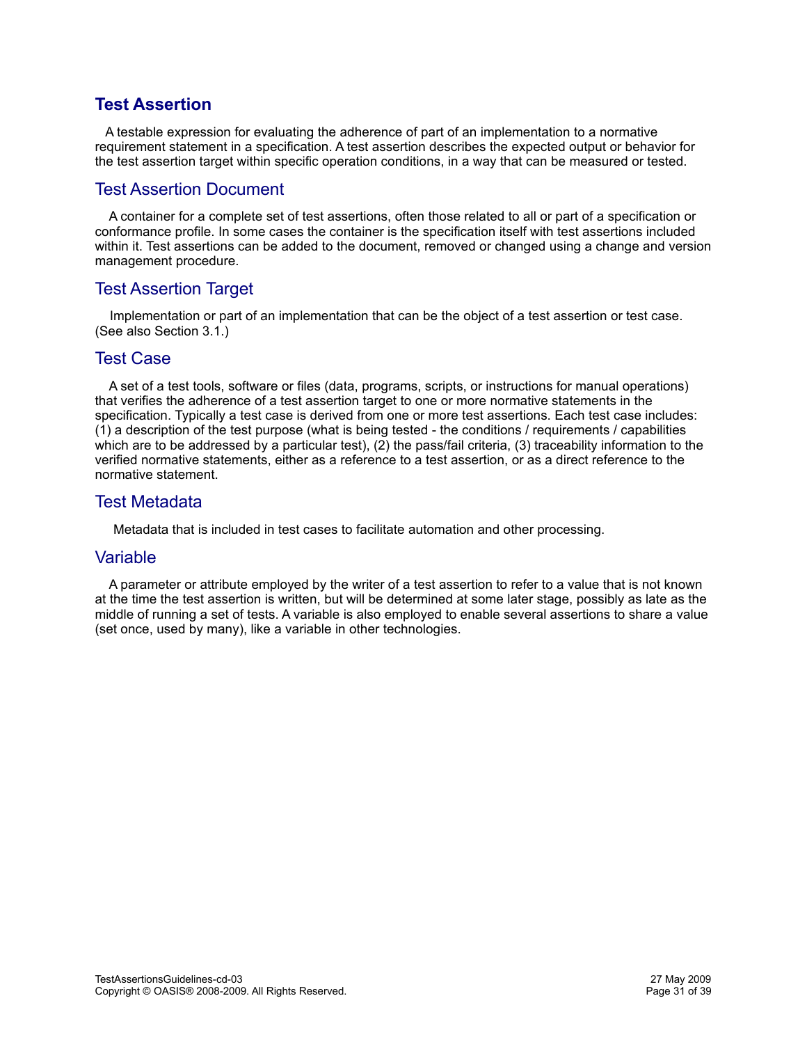### Test Assertion

A testable expression for evaluating the adherence of part of an implementation to a normative requirement statement in a specification. A test assertion describes the expected output or behavior for the test assertion target within specific operation conditions, in a way that can be measured or tested.

### Test Assertion Document

A container for a complete set of test assertions, often those related to all or part of a specification or conformance profile. In some cases the container is the specification itself with test assertions included within it. Test assertions can be added to the document, removed or changed using a change and version management procedure.

### Test Assertion Target

Implementation or part of an implementation that can be the object of a test assertion or test case. (See also Section 3.1.)

### Test Case

A set of a test tools, software or files (data, programs, scripts, or instructions for manual operations) that verifies the adherence of a test assertion target to one or more normative statements in the specification. Typically a test case is derived from one or more test assertions. Each test case includes: (1) a description of the test purpose (what is being tested - the conditions / requirements / capabilities which are to be addressed by a particular test), (2) the pass/fail criteria, (3) traceability information to the verified normative statements, either as a reference to a test assertion, or as a direct reference to the normative statement.

### Test Metadata

Metadata that is included in test cases to facilitate automation and other processing.

### Variable

A parameter or attribute employed by the writer of a test assertion to refer to a value that is not known at the time the test assertion is written, but will be determined at some later stage, possibly as late as the middle of running a set of tests. A variable is also employed to enable several assertions to share a value (set once, used by many), like a variable in other technologies.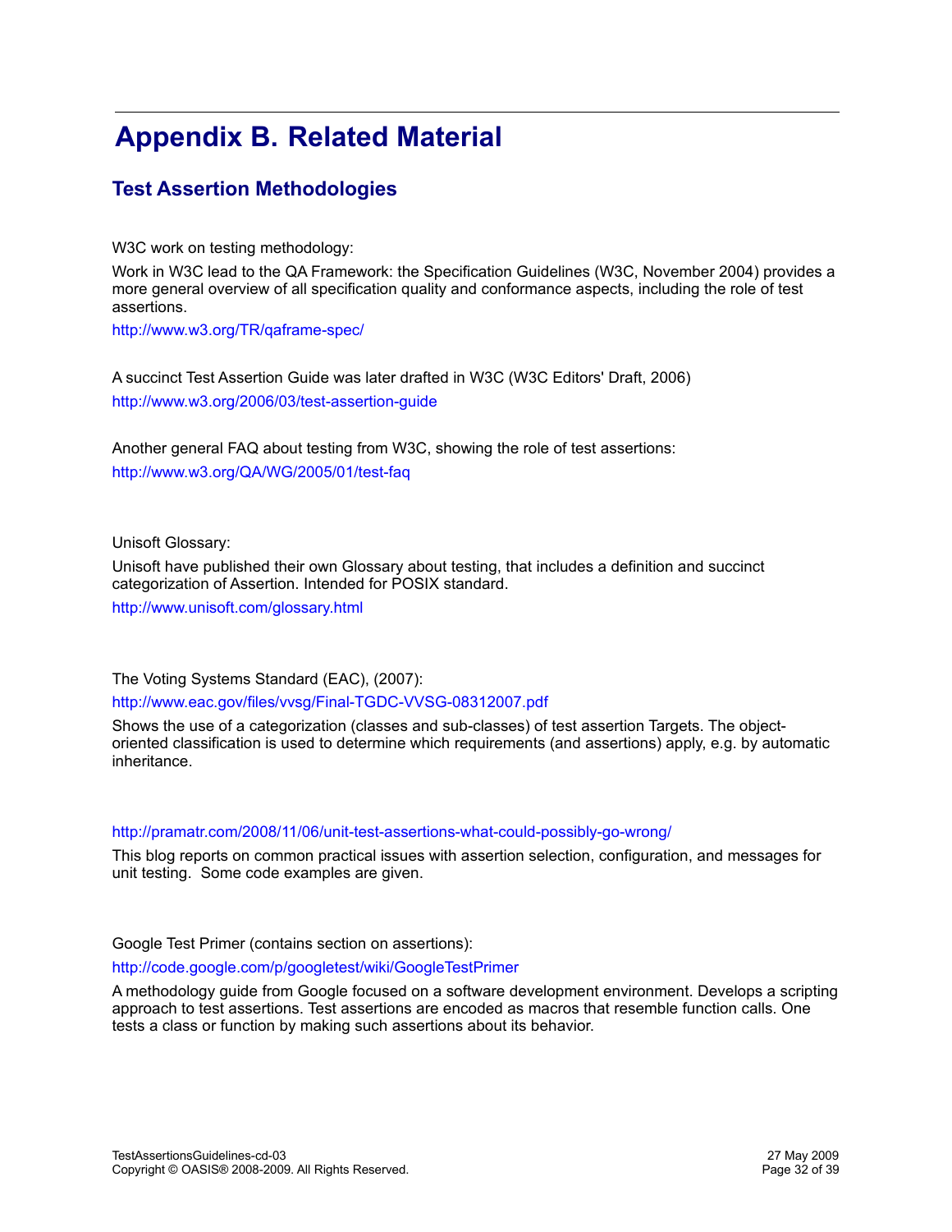# Appendix B. Related Material

## Test Assertion Methodologies

W3C work on testing methodology:

Work in W3C lead to the QA Framework: the Specification Guidelines (W3C, November 2004) provides a more general overview of all specification quality and conformance aspects, including the role of test assertions.

http://www.w3.org/TR/qaframe-spec/

A succinct Test Assertion Guide was later drafted in W3C (W3C Editors' Draft, 2006)

http://www.w3.org/2006/03/test-assertion-guide

Another general FAQ about testing from W3C, showing the role of test assertions:

http://www.w3.org/QA/WG/2005/01/test-faq

Unisoft Glossary:

Unisoft have published their own Glossary about testing, that includes a definition and succinct categorization of Assertion. Intended for POSIX standard.

http://www.unisoft.com/glossary.html

The Voting Systems Standard (EAC), (2007):

http://www.eac.gov/files/vvsg/Final-TGDC-VVSG-08312007.pdf

Shows the use of a categorization (classes and sub-classes) of test assertion Targets. The object-oriented classification is used to determine which requirements (and assertions) apply, e.g. by automatic inheritance.

http://pramatr.com/2008/11/06/unit-test-assertions-what-could-possibly-go-wrong/

This blog reports on common practical issues with assertion selection, configuration, and messages for unit testing. Some code examples are given.

Google Test Primer (contains section on assertions):

http://code.google.com/p/googletest/wiki/GoogleTestPrimer

A methodology guide from Google focused on a software development environment. Develops a scripting approach to test assertions. Test assertions are encoded as macros that resemble function calls. One tests a class or function by making such assertions about its behavior.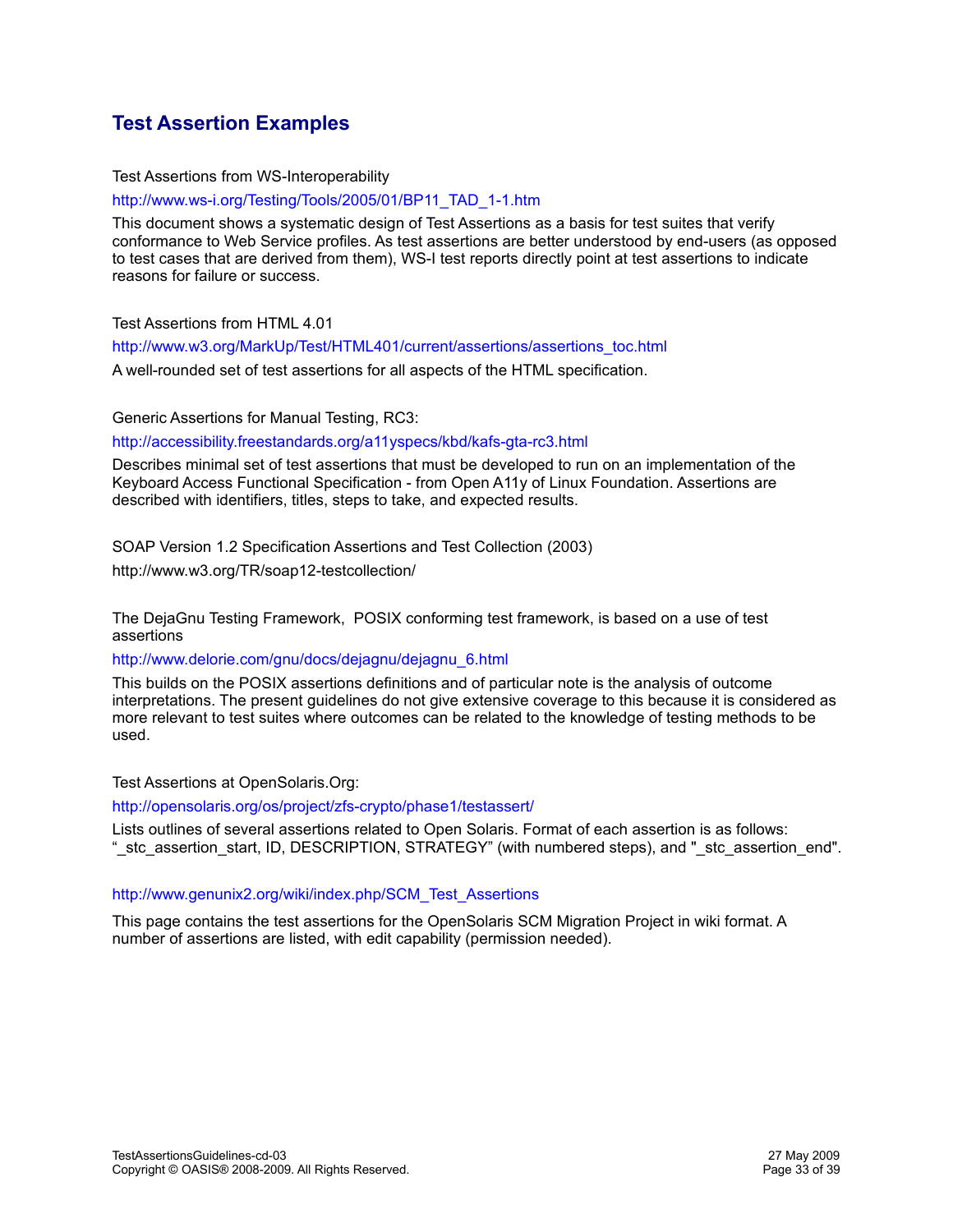## Test Assertion Examples

Test Assertions from WS-Interoperability

http://www.ws-i.org/Testing/Tools/2005/01/BP11_TAD_1-1.htm

This document shows a systematic design of Test Assertions as a basis for test suites that verify conformance to Web Service profiles. As test assertions are better understood by end-users (as opposed to test cases that are derived from them), WS-I test reports directly point at test assertions to indicate reasons for failure or success.

Test Assertions from HTML 4.01

http://www.w3.org/MarkUp/Test/HTML401/current/assertions/assertions_toc.html

A well-rounded set of test assertions for all aspects of the HTML specification.

Generic Assertions for Manual Testing, RC3:

http://accessibility.freestandards.org/a11yspecs/kbd/kafs-gta-rc3.html

Describes minimal set of test assertions that must be developed to run on an implementation of the Keyboard Access Functional Specification - from Open A11y of Linux Foundation. Assertions are described with identifiers, titles, steps to take, and expected results.

SOAP Version 1.2 Specification Assertions and Test Collection (2003)

http://www.w3.org/TR/soap12-testcollection/

The DejaGnu Testing Framework, POSIX conforming test framework, is based on a use of test assertions

http://www.delorie.com/gnu/docs/dejagnu/dejagnu_6.html

This builds on the POSIX assertions definitions and of particular note is the analysis of outcome interpretations. The present guidelines do not give extensive coverage to this because it is considered as more relevant to test suites where outcomes can be related to the knowledge of testing methods to be used.

Test Assertions at OpenSolaris.Org:

http://opensolaris.org/os/project/zfs-crypto/phase1/testassert/

Lists outlines of several assertions related to Open Solaris. Format of each assertion is as follows: "_stc_assertion_start, ID, DESCRIPTION, STRATEGY" (with numbered steps), and "_stc_assertion_end".

http://www.genunix2.org/wiki/index.php/SCM_Test_Assertions

This page contains the test assertions for the OpenSolaris SCM Migration Project in wiki format. A number of assertions are listed, with edit capability (permission needed).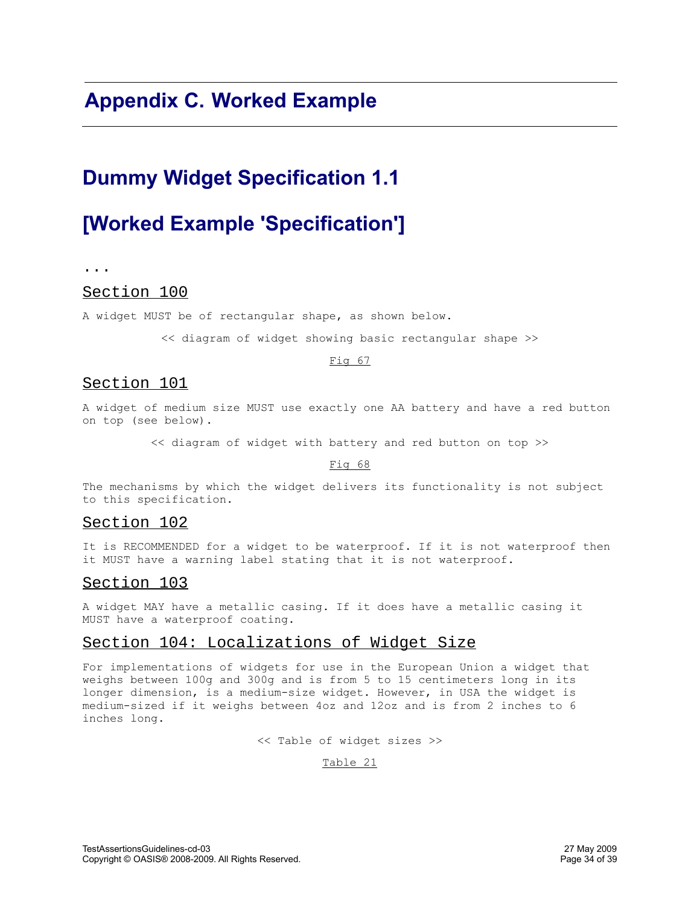# Appendix C. Worked Example

## Dummy Widget Specification 1.1

## [Worked Example 'Specification']

...

### Section 100

A widget MUST be of rectangular shape, as shown below.

<< diagram of widget showing basic rectangular shape >>

Fig 67

### Section 101

A widget of medium size MUST use exactly one AA battery and have a red button on top (see below).

<< diagram of widget with battery and red button on top >>

Fig 68

The mechanisms by which the widget delivers its functionality is not subject to this specification.

### Section 102

It is RECOMMENDED for a widget to be waterproof. If it is not waterproof then it MUST have a warning label stating that it is not waterproof.

### Section 103

A widget MAY have a metallic casing. If it does have a metallic casing it MUST have a waterproof coating.

### Section 104: Localizations of Widget Size

For implementations of widgets for use in the European Union a widget that weighs between 100g and 300g and is from 5 to 15 centimeters long in its longer dimension, is a medium-size widget. However, in USA the widget is medium-sized if it weighs between 4oz and 12oz and is from 2 inches to 6 inches long.

<< Table of widget sizes >>

Table 21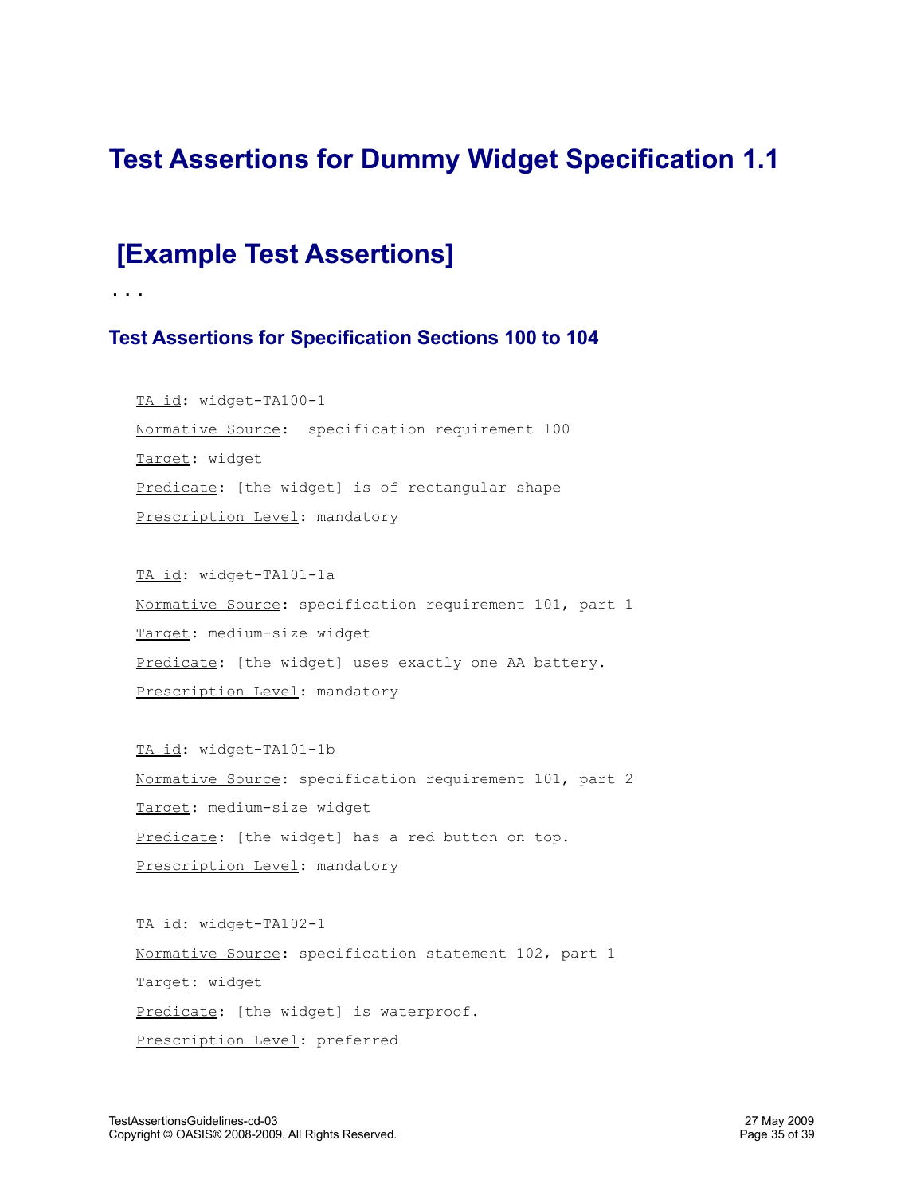# Test Assertions for Dummy Widget Specification 1.1

## [Example Test Assertions]

...

### Test Assertions for Specification Sections 100 to 104

TA id: widget-TA100-1

Normative Source: specification requirement 100

Target: widget

Predicate: [the widget] is of rectangular shape

Prescription Level: mandatory

TA id: widget-TA101-1a

Normative Source: specification requirement 101, part 1

Target: medium-size widget

Predicate: [the widget] uses exactly one AA battery.

Prescription Level: mandatory

TA id: widget-TA101-1b

Normative Source: specification requirement 101, part 2

Target: medium-size widget

Predicate: [the widget] has a red button on top.

Prescription Level: mandatory

TA id: widget-TA102-1

Normative Source: specification statement 102, part 1

Target: widget

Predicate: [the widget] is waterproof.

Prescription Level: preferred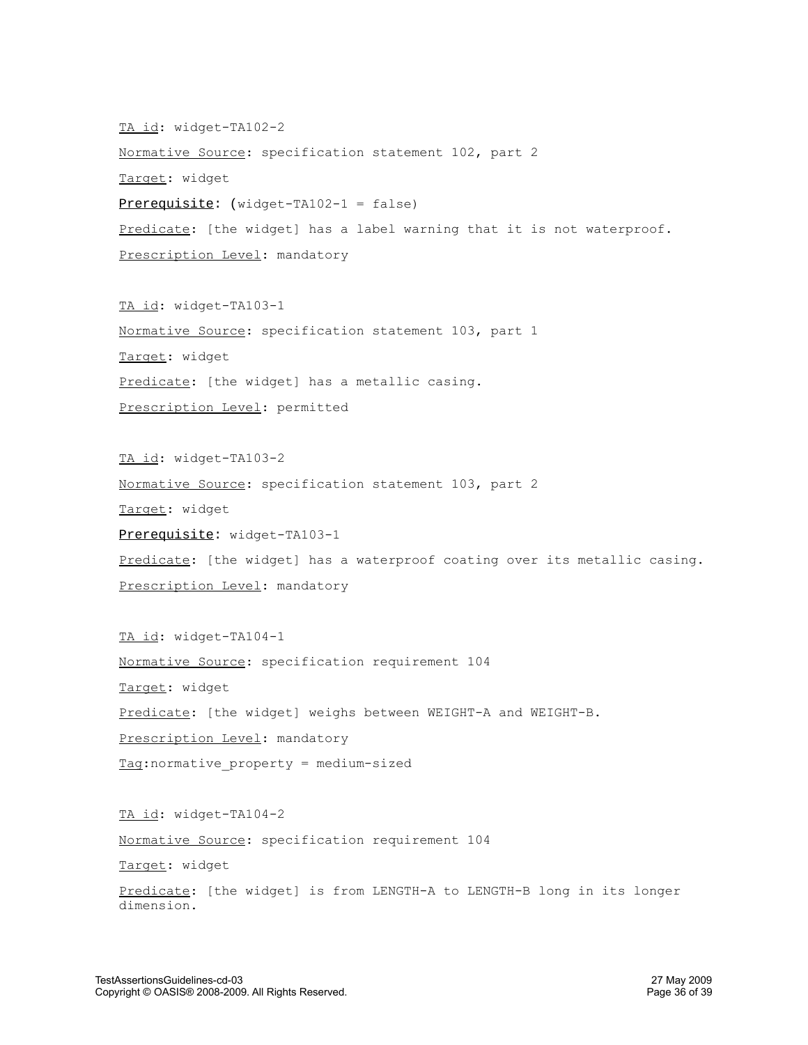TA id: widget-TA102-2

Normative Source: specification statement 102, part 2

Target: widget

Prerequisite: (widget-TA102-1 = false)

Predicate: [the widget] has a label warning that it is not waterproof.

Prescription Level: mandatory

TA id: widget-TA103-1

Normative Source: specification statement 103, part 1

Target: widget

Predicate: [the widget] has a metallic casing.

Prescription Level: permitted

TA id: widget-TA103-2

Normative Source: specification statement 103, part 2

Target: widget

Prerequisite: widget-TA103-1

Predicate: [the widget] has a waterproof coating over its metallic casing.

Prescription Level: mandatory

TA id: widget-TA104-1

Normative Source: specification requirement 104

Target: widget

Predicate: [the widget] weighs between WEIGHT-A and WEIGHT-B.

Prescription Level: mandatory

Tag:normative_property = medium-sized

TA id: widget-TA104-2

Normative Source: specification requirement 104

Target: widget

Predicate: [the widget] is from LENGTH-A to LENGTH-B long in its longer dimension.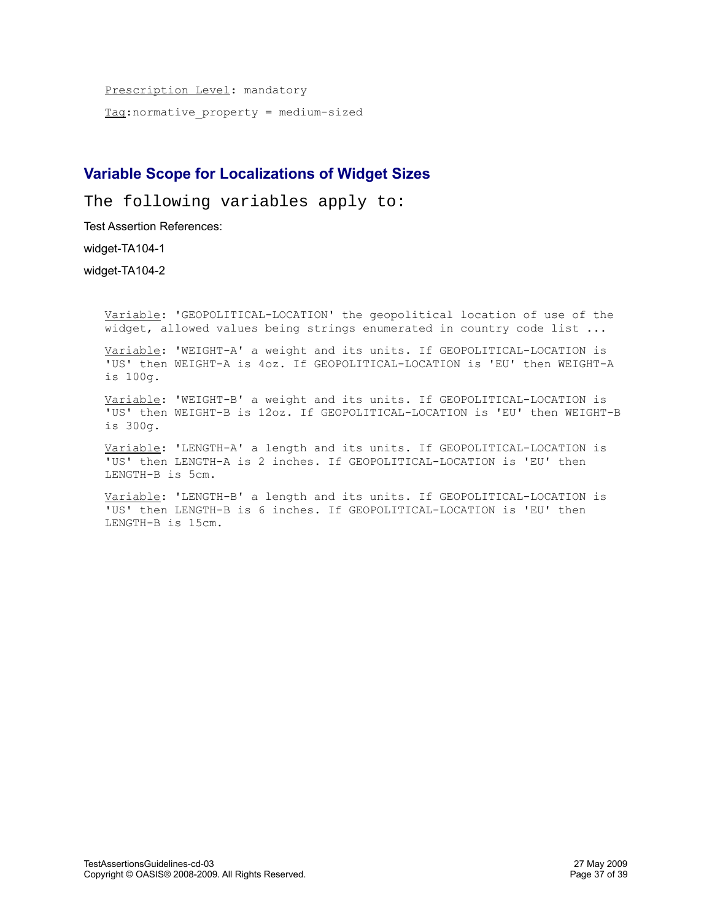Prescription Level: mandatory

Tag:normative_property = medium-sized

## Variable Scope for Localizations of Widget Sizes

The following variables apply to:

Test Assertion References:

widget-TA104-1

widget-TA104-2

Variable: 'GEOPOLITICAL-LOCATION' the geopolitical location of use of the widget, allowed values being strings enumerated in country code list ...

Variable: 'WEIGHT-A' a weight and its units. If GEOPOLITICAL-LOCATION is 'US' then WEIGHT-A is 4oz. If GEOPOLITICAL-LOCATION is 'EU' then WEIGHT-A is 100g.

Variable: 'WEIGHT-B' a weight and its units. If GEOPOLITICAL-LOCATION is 'US' then WEIGHT-B is 12oz. If GEOPOLITICAL-LOCATION is 'EU' then WEIGHT-B is 300g.

Variable: 'LENGTH-A' a length and its units. If GEOPOLITICAL-LOCATION is 'US' then LENGTH-A is 2 inches. If GEOPOLITICAL-LOCATION is 'EU' then LENGTH-B is 5cm.

Variable: 'LENGTH-B' a length and its units. If GEOPOLITICAL-LOCATION is 'US' then LENGTH-B is 6 inches. If GEOPOLITICAL-LOCATION is 'EU' then LENGTH-B is 15cm.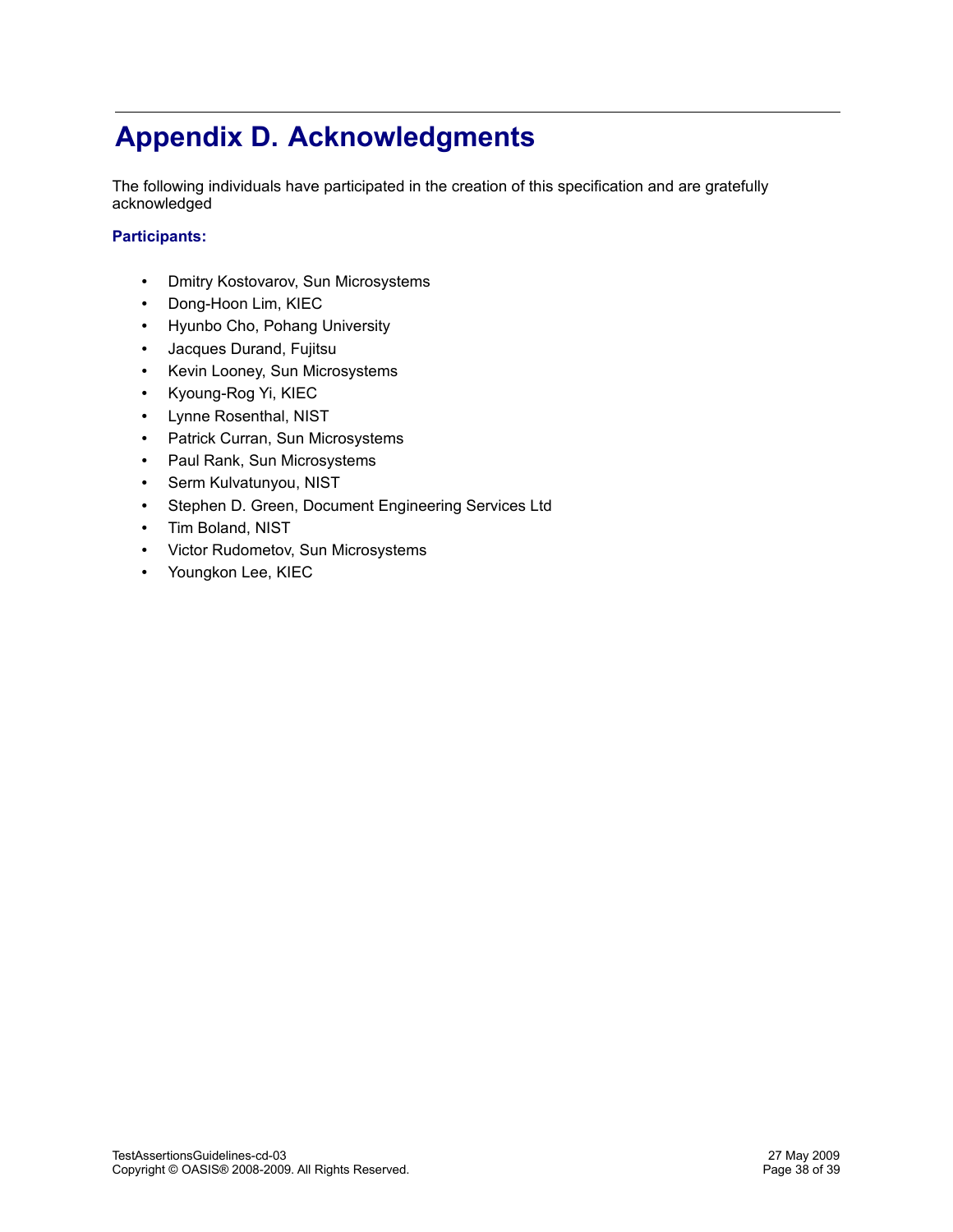# Appendix D. Acknowledgments

The following individuals have participated in the creation of this specification and are gratefully acknowledged

**Participants:**

- Dmitry Kostovarov, Sun Microsystems
- Dong-Hoon Lim, KIEC
- Hyunbo Cho, Pohang University
- Jacques Durand, Fujitsu
- Kevin Looney, Sun Microsystems
- Kyoung-Rog Yi, KIEC
- Lynne Rosenthal, NIST
- Patrick Curran, Sun Microsystems
- Paul Rank, Sun Microsystems
- Serm Kulvatunyou, NIST
- Stephen D. Green, Document Engineering Services Ltd
- Tim Boland, NIST
- Victor Rudometov, Sun Microsystems
- Youngkon Lee, KIEC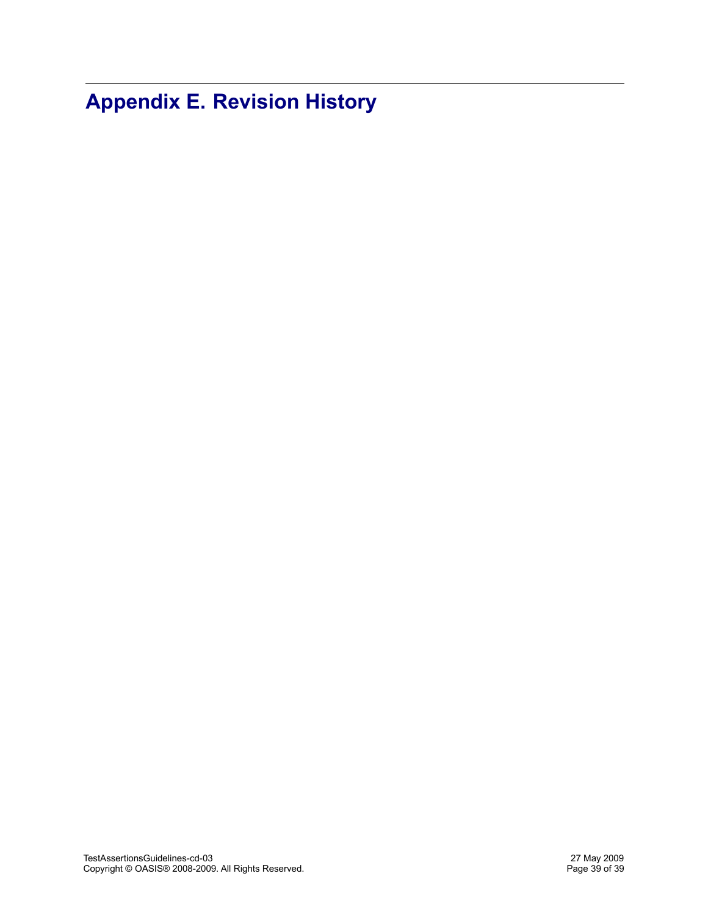# Appendix E. Revision History